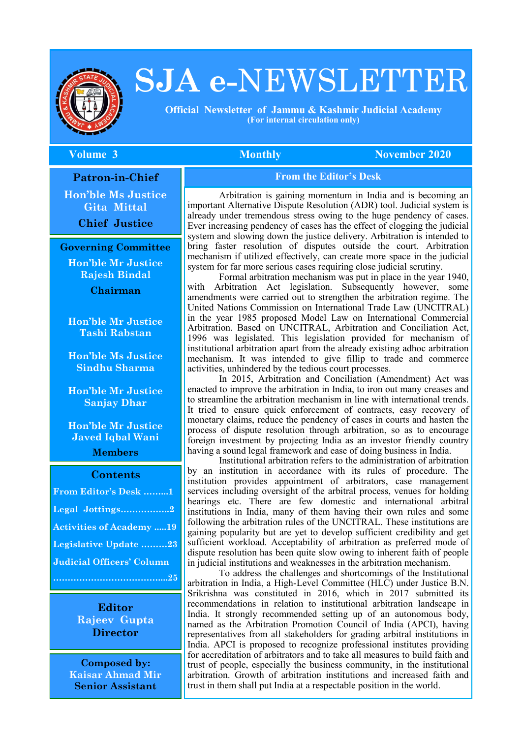# SJA e-NEWSLETTER

**Official Newsletter of Jammu & Kashmir Judicial Academy**
**(For internal circulation only)**

**Volume 3** | **Monthly** | **November 2020**

**Patron-in-Chief**

**Hon'ble Ms Justice Gita Mittal**
**Chief Justice**

**Governing Committee**

**Hon'ble Mr Justice Rajesh Bindal**
**Chairman**

**Hon'ble Mr Justice Tashi Rabstan**

**Hon'ble Ms Justice Sindhu Sharma**

**Hon'ble Mr Justice Sanjay Dhar**

**Hon'ble Mr Justice Javed Iqbal Wani**
**Members**

**Contents**

- From Editor's Desk .........1
- Legal Jottings.................2
- Activities of Academy .....19
- Legislative Update .........23
- Judicial Officers' Column .......................................25

**Editor**
**Rajeev Gupta**
**Director**

**Composed by:**
**Kaisar Ahmad Mir**
**Senior Assistant**

## From the Editor's Desk

Arbitration is gaining momentum in India and is becoming an important Alternative Dispute Resolution (ADR) tool. Judicial system is already under tremendous stress owing to the huge pendency of cases. Ever increasing pendency of cases has the effect of clogging the judicial system and slowing down the justice delivery. Arbitration is intended to bring faster resolution of disputes outside the court. Arbitration mechanism if utilized effectively, can create more space in the judicial system for far more serious cases requiring close judicial scrutiny.

Formal arbitration mechanism was put in place in the year 1940, with Arbitration Act legislation. Subsequently however, some amendments were carried out to strengthen the arbitration regime. The United Nations Commission on International Trade Law (UNCITRAL) in the year 1985 proposed Model Law on International Commercial Arbitration. Based on UNCITRAL, Arbitration and Conciliation Act, 1996 was legislated. This legislation provided for mechanism of institutional arbitration apart from the already existing adhoc arbitration mechanism. It was intended to give fillip to trade and commerce activities, unhindered by the tedious court processes.

In 2015, Arbitration and Conciliation (Amendment) Act was enacted to improve the arbitration in India, to iron out many creases and to streamline the arbitration mechanism in line with international trends. It tried to ensure quick enforcement of contracts, easy recovery of monetary claims, reduce the pendency of cases in courts and hasten the process of dispute resolution through arbitration, so as to encourage foreign investment by projecting India as an investor friendly country having a sound legal framework and ease of doing business in India.

Institutional arbitration refers to the administration of arbitration by an institution in accordance with its rules of procedure. The institution provides appointment of arbitrators, case management services including oversight of the arbitral process, venues for holding hearings etc. There are few domestic and international arbitral institutions in India, many of them having their own rules and some following the arbitration rules of the UNCITRAL. These institutions are gaining popularity but are yet to develop sufficient credibility and get sufficient workload. Acceptability of arbitration as preferred mode of dispute resolution has been quite slow owing to inherent faith of people in judicial institutions and weaknesses in the arbitration mechanism.

To address the challenges and shortcomings of the Institutional arbitration in India, a High-Level Committee (HLC) under Justice B.N. Srikrishna was constituted in 2016, which in 2017 submitted its recommendations in relation to institutional arbitration landscape in India. It strongly recommended setting up of an autonomous body, named as the Arbitration Promotion Council of India (APCI), having representatives from all stakeholders for grading arbitral institutions in India. APCI is proposed to recognize professional institutes providing for accreditation of arbitrators and to take all measures to build faith and trust of people, especially the business community, in the institutional arbitration. Growth of arbitration institutions and increased faith and trust in them shall put India at a respectable position in the world.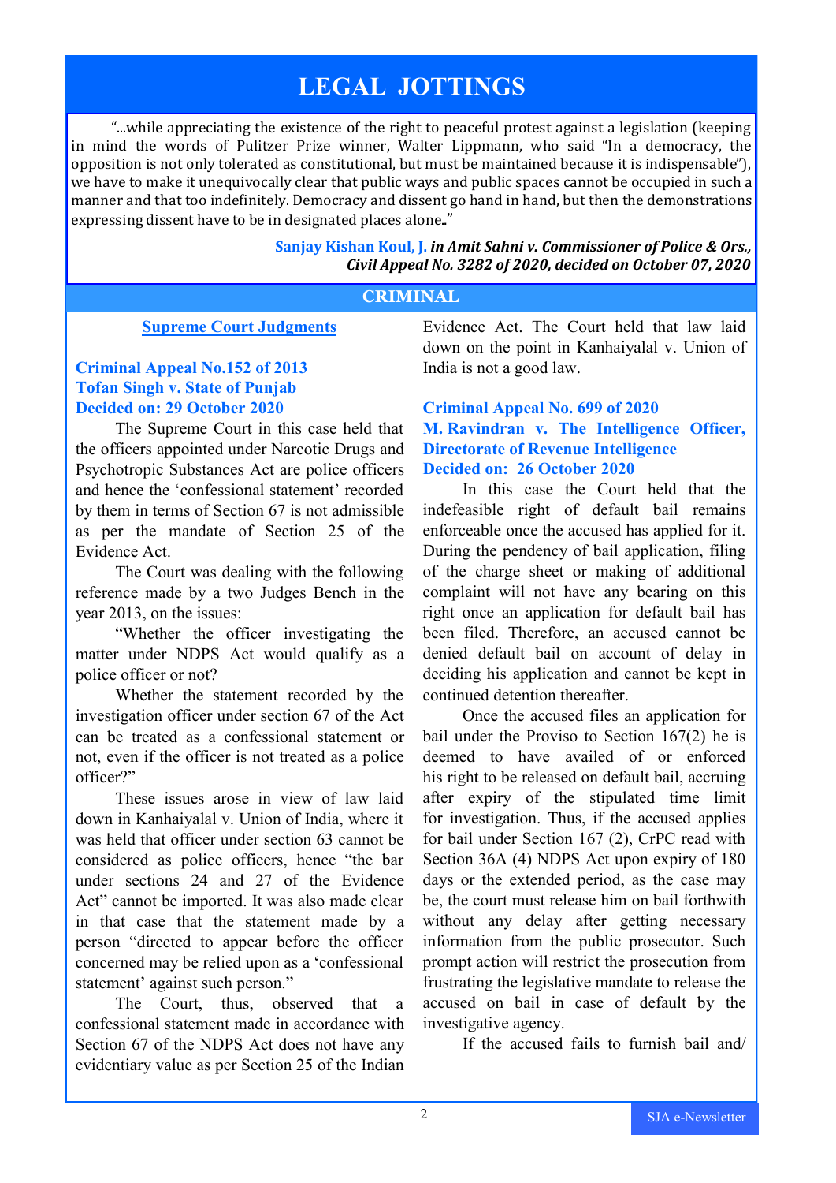# LEGAL JOTTINGS

"...while appreciating the existence of the right to peaceful protest against a legislation (keeping in mind the words of Pulitzer Prize winner, Walter Lippmann, who said "In a democracy, the opposition is not only tolerated as constitutional, but must be maintained because it is indispensable"), we have to make it unequivocally clear that public ways and public spaces cannot be occupied in such a manner and that too indefinitely. Democracy and dissent go hand in hand, but then the demonstrations expressing dissent have to be in designated places alone.."

**Sanjay Kishan Koul, J.** ***in Amit Sahni v. Commissioner of Police & Ors., Civil Appeal No. 3282 of 2020, decided on October 07, 2020***

## CRIMINAL

### Supreme Court Judgments

**Criminal Appeal No.152 of 2013**
**Tofan Singh v. State of Punjab**
**Decided on: 29 October 2020**

The Supreme Court in this case held that the officers appointed under Narcotic Drugs and Psychotropic Substances Act are police officers and hence the 'confessional statement' recorded by them in terms of Section 67 is not admissible as per the mandate of Section 25 of the Evidence Act.

The Court was dealing with the following reference made by a two Judges Bench in the year 2013, on the issues:

"Whether the officer investigating the matter under NDPS Act would qualify as a police officer or not?

Whether the statement recorded by the investigation officer under section 67 of the Act can be treated as a confessional statement or not, even if the officer is not treated as a police officer?"

These issues arose in view of law laid down in Kanhaiyalal v. Union of India, where it was held that officer under section 63 cannot be considered as police officers, hence "the bar under sections 24 and 27 of the Evidence Act" cannot be imported. It was also made clear in that case that the statement made by a person "directed to appear before the officer concerned may be relied upon as a 'confessional statement' against such person."

The Court, thus, observed that a confessional statement made in accordance with Section 67 of the NDPS Act does not have any evidentiary value as per Section 25 of the Indian Evidence Act. The Court held that law laid down on the point in Kanhaiyalal v. Union of India is not a good law.

**Criminal Appeal No. 699 of 2020**
**M. Ravindran v. The Intelligence Officer, Directorate of Revenue Intelligence**
**Decided on: 26 October 2020**

In this case the Court held that the indefeasible right of default bail remains enforceable once the accused has applied for it. During the pendency of bail application, filing of the charge sheet or making of additional complaint will not have any bearing on this right once an application for default bail has been filed. Therefore, an accused cannot be denied default bail on account of delay in deciding his application and cannot be kept in continued detention thereafter.

Once the accused files an application for bail under the Proviso to Section 167(2) he is deemed to have availed of or enforced his right to be released on default bail, accruing after expiry of the stipulated time limit for investigation. Thus, if the accused applies for bail under Section 167 (2), CrPC read with Section 36A (4) NDPS Act upon expiry of 180 days or the extended period, as the case may be, the court must release him on bail forthwith without any delay after getting necessary information from the public prosecutor. Such prompt action will restrict the prosecution from frustrating the legislative mandate to release the accused on bail in case of default by the investigative agency.

If the accused fails to furnish bail and/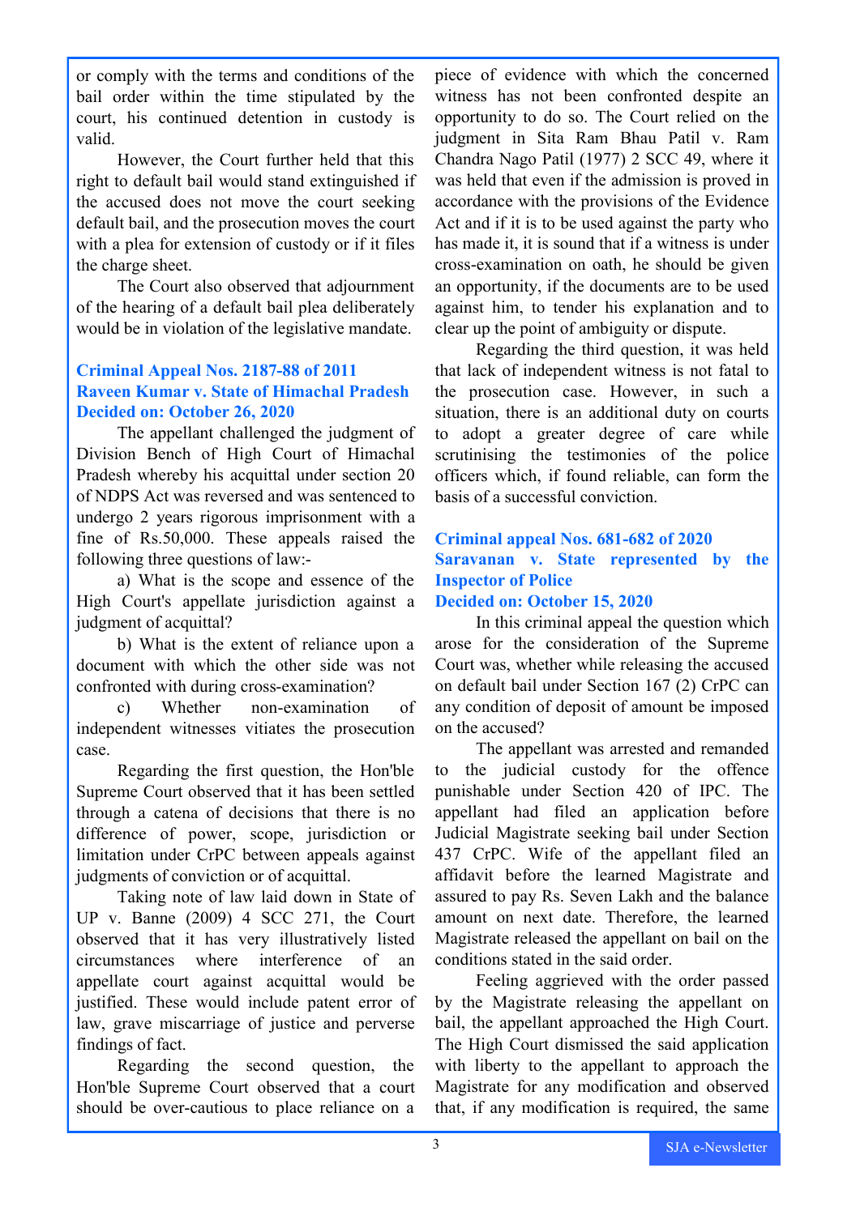or comply with the terms and conditions of the bail order within the time stipulated by the court, his continued detention in custody is valid.

However, the Court further held that this right to default bail would stand extinguished if the accused does not move the court seeking default bail, and the prosecution moves the court with a plea for extension of custody or if it files the charge sheet.

The Court also observed that adjournment of the hearing of a default bail plea deliberately would be in violation of the legislative mandate.

### Criminal Appeal Nos. 2187-88 of 2011
### Raveen Kumar v. State of Himachal Pradesh
### Decided on: October 26, 2020

The appellant challenged the judgment of Division Bench of High Court of Himachal Pradesh whereby his acquittal under section 20 of NDPS Act was reversed and was sentenced to undergo 2 years rigorous imprisonment with a fine of Rs.50,000. These appeals raised the following three questions of law:-

a) What is the scope and essence of the High Court's appellate jurisdiction against a judgment of acquittal?

b) What is the extent of reliance upon a document with which the other side was not confronted with during cross-examination?

c) Whether non-examination of independent witnesses vitiates the prosecution case.

Regarding the first question, the Hon'ble Supreme Court observed that it has been settled through a catena of decisions that there is no difference of power, scope, jurisdiction or limitation under CrPC between appeals against judgments of conviction or of acquittal.

Taking note of law laid down in State of UP v. Banne (2009) 4 SCC 271, the Court observed that it has very illustratively listed circumstances where interference of an appellate court against acquittal would be justified. These would include patent error of law, grave miscarriage of justice and perverse findings of fact.

Regarding the second question, the Hon'ble Supreme Court observed that a court should be over-cautious to place reliance on a piece of evidence with which the concerned witness has not been confronted despite an opportunity to do so. The Court relied on the judgment in Sita Ram Bhau Patil v. Ram Chandra Nago Patil (1977) 2 SCC 49, where it was held that even if the admission is proved in accordance with the provisions of the Evidence Act and if it is to be used against the party who has made it, it is sound that if a witness is under cross-examination on oath, he should be given an opportunity, if the documents are to be used against him, to tender his explanation and to clear up the point of ambiguity or dispute.

Regarding the third question, it was held that lack of independent witness is not fatal to the prosecution case. However, in such a situation, there is an additional duty on courts to adopt a greater degree of care while scrutinising the testimonies of the police officers which, if found reliable, can form the basis of a successful conviction.

### Criminal appeal Nos. 681-682 of 2020
### Saravanan v. State represented by the Inspector of Police
### Decided on: October 15, 2020

In this criminal appeal the question which arose for the consideration of the Supreme Court was, whether while releasing the accused on default bail under Section 167 (2) CrPC can any condition of deposit of amount be imposed on the accused?

The appellant was arrested and remanded to the judicial custody for the offence punishable under Section 420 of IPC. The appellant had filed an application before Judicial Magistrate seeking bail under Section 437 CrPC. Wife of the appellant filed an affidavit before the learned Magistrate and assured to pay Rs. Seven Lakh and the balance amount on next date. Therefore, the learned Magistrate released the appellant on bail on the conditions stated in the said order.

Feeling aggrieved with the order passed by the Magistrate releasing the appellant on bail, the appellant approached the High Court. The High Court dismissed the said application with liberty to the appellant to approach the Magistrate for any modification and observed that, if any modification is required, the same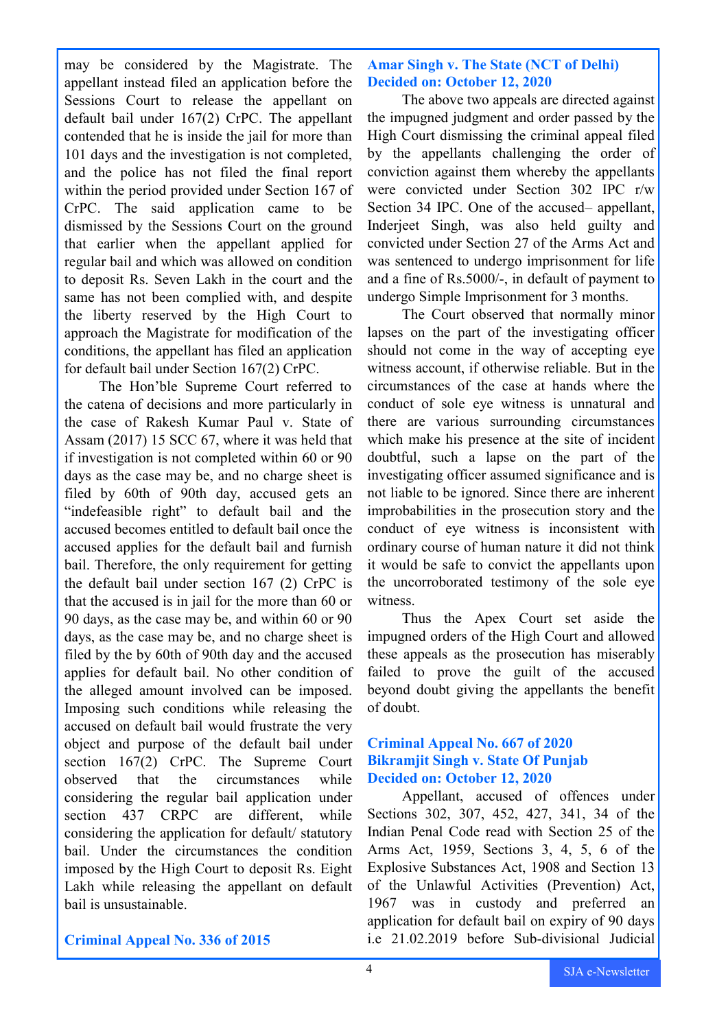may be considered by the Magistrate. The appellant instead filed an application before the Sessions Court to release the appellant on default bail under 167(2) CrPC. The appellant contended that he is inside the jail for more than 101 days and the investigation is not completed, and the police has not filed the final report within the period provided under Section 167 of CrPC. The said application came to be dismissed by the Sessions Court on the ground that earlier when the appellant applied for regular bail and which was allowed on condition to deposit Rs. Seven Lakh in the court and the same has not been complied with, and despite the liberty reserved by the High Court to approach the Magistrate for modification of the conditions, the appellant has filed an application for default bail under Section 167(2) CrPC.

The Hon'ble Supreme Court referred to the catena of decisions and more particularly in the case of Rakesh Kumar Paul v. State of Assam (2017) 15 SCC 67, where it was held that if investigation is not completed within 60 or 90 days as the case may be, and no charge sheet is filed by 60th of 90th day, accused gets an "indefeasible right" to default bail and the accused becomes entitled to default bail once the accused applies for the default bail and furnish bail. Therefore, the only requirement for getting the default bail under section 167 (2) CrPC is that the accused is in jail for the more than 60 or 90 days, as the case may be, and within 60 or 90 days, as the case may be, and no charge sheet is filed by the by 60th of 90th day and the accused applies for default bail. No other condition of the alleged amount involved can be imposed. Imposing such conditions while releasing the accused on default bail would frustrate the very object and purpose of the default bail under section 167(2) CrPC. The Supreme Court observed that the circumstances while considering the regular bail application under section 437 CRPC are different, while considering the application for default/ statutory bail. Under the circumstances the condition imposed by the High Court to deposit Rs. Eight Lakh while releasing the appellant on default bail is unsustainable.

### Criminal Appeal No. 336 of 2015
### Amar Singh v. The State (NCT of Delhi)
### Decided on: October 12, 2020

The above two appeals are directed against the impugned judgment and order passed by the High Court dismissing the criminal appeal filed by the appellants challenging the order of conviction against them whereby the appellants were convicted under Section 302 IPC r/w Section 34 IPC. One of the accused– appellant, Inderjeet Singh, was also held guilty and convicted under Section 27 of the Arms Act and was sentenced to undergo imprisonment for life and a fine of Rs.5000/-, in default of payment to undergo Simple Imprisonment for 3 months.

The Court observed that normally minor lapses on the part of the investigating officer should not come in the way of accepting eye witness account, if otherwise reliable. But in the circumstances of the case at hands where the conduct of sole eye witness is unnatural and there are various surrounding circumstances which make his presence at the site of incident doubtful, such a lapse on the part of the investigating officer assumed significance and is not liable to be ignored. Since there are inherent improbabilities in the prosecution story and the conduct of eye witness is inconsistent with ordinary course of human nature it did not think it would be safe to convict the appellants upon the uncorroborated testimony of the sole eye witness.

Thus the Apex Court set aside the impugned orders of the High Court and allowed these appeals as the prosecution has miserably failed to prove the guilt of the accused beyond doubt giving the appellants the benefit of doubt.

### Criminal Appeal No. 667 of 2020
### Bikramjit Singh v. State Of Punjab
### Decided on: October 12, 2020

Appellant, accused of offences under Sections 302, 307, 452, 427, 341, 34 of the Indian Penal Code read with Section 25 of the Arms Act, 1959, Sections 3, 4, 5, 6 of the Explosive Substances Act, 1908 and Section 13 of the Unlawful Activities (Prevention) Act, 1967 was in custody and preferred an application for default bail on expiry of 90 days i.e 21.02.2019 before Sub-divisional Judicial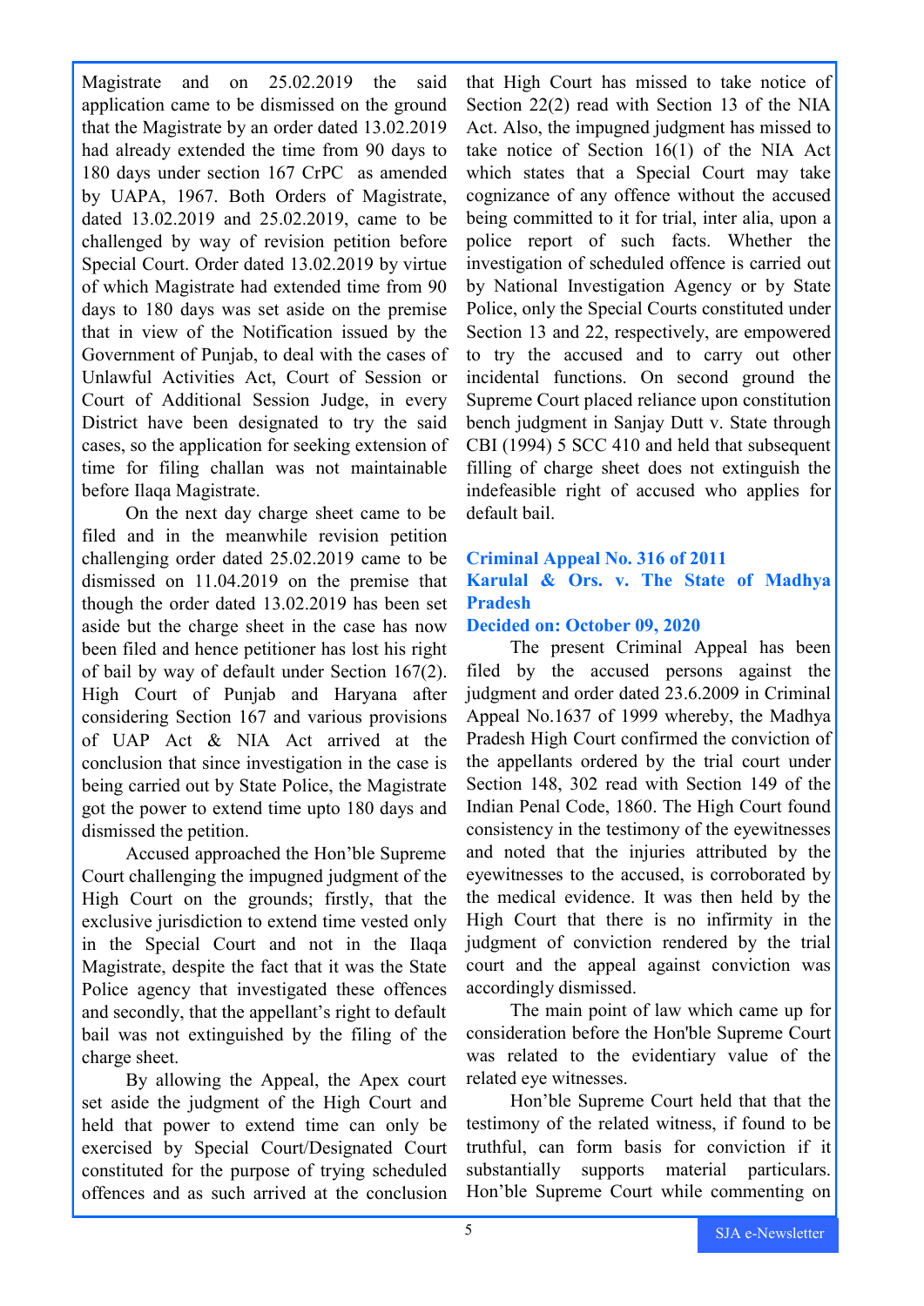Magistrate and on 25.02.2019 the said application came to be dismissed on the ground that the Magistrate by an order dated 13.02.2019 had already extended the time from 90 days to 180 days under section 167 CrPC as amended by UAPA, 1967. Both Orders of Magistrate, dated 13.02.2019 and 25.02.2019, came to be challenged by way of revision petition before Special Court. Order dated 13.02.2019 by virtue of which Magistrate had extended time from 90 days to 180 days was set aside on the premise that in view of the Notification issued by the Government of Punjab, to deal with the cases of Unlawful Activities Act, Court of Session or Court of Additional Session Judge, in every District have been designated to try the said cases, so the application for seeking extension of time for filing challan was not maintainable before Ilaqa Magistrate.

On the next day charge sheet came to be filed and in the meanwhile revision petition challenging order dated 25.02.2019 came to be dismissed on 11.04.2019 on the premise that though the order dated 13.02.2019 has been set aside but the charge sheet in the case has now been filed and hence petitioner has lost his right of bail by way of default under Section 167(2). High Court of Punjab and Haryana after considering Section 167 and various provisions of UAP Act & NIA Act arrived at the conclusion that since investigation in the case is being carried out by State Police, the Magistrate got the power to extend time upto 180 days and dismissed the petition.

Accused approached the Hon'ble Supreme Court challenging the impugned judgment of the High Court on the grounds; firstly, that the exclusive jurisdiction to extend time vested only in the Special Court and not in the Ilaqa Magistrate, despite the fact that it was the State Police agency that investigated these offences and secondly, that the appellant's right to default bail was not extinguished by the filing of the charge sheet.

By allowing the Appeal, the Apex court set aside the judgment of the High Court and held that power to extend time can only be exercised by Special Court/Designated Court constituted for the purpose of trying scheduled offences and as such arrived at the conclusion that High Court has missed to take notice of Section 22(2) read with Section 13 of the NIA Act. Also, the impugned judgment has missed to take notice of Section 16(1) of the NIA Act which states that a Special Court may take cognizance of any offence without the accused being committed to it for trial, inter alia, upon a police report of such facts. Whether the investigation of scheduled offence is carried out by National Investigation Agency or by State Police, only the Special Courts constituted under Section 13 and 22, respectively, are empowered to try the accused and to carry out other incidental functions. On second ground the Supreme Court placed reliance upon constitution bench judgment in Sanjay Dutt v. State through CBI (1994) 5 SCC 410 and held that subsequent filling of charge sheet does not extinguish the indefeasible right of accused who applies for default bail.

### Criminal Appeal No. 316 of 2011
### Karulal & Ors. v. The State of Madhya Pradesh
### Decided on: October 09, 2020

The present Criminal Appeal has been filed by the accused persons against the judgment and order dated 23.6.2009 in Criminal Appeal No.1637 of 1999 whereby, the Madhya Pradesh High Court confirmed the conviction of the appellants ordered by the trial court under Section 148, 302 read with Section 149 of the Indian Penal Code, 1860. The High Court found consistency in the testimony of the eyewitnesses and noted that the injuries attributed by the eyewitnesses to the accused, is corroborated by the medical evidence. It was then held by the High Court that there is no infirmity in the judgment of conviction rendered by the trial court and the appeal against conviction was accordingly dismissed.

The main point of law which came up for consideration before the Hon'ble Supreme Court was related to the evidentiary value of the related eye witnesses.

Hon'ble Supreme Court held that that the testimony of the related witness, if found to be truthful, can form basis for conviction if it substantially supports material particulars. Hon'ble Supreme Court while commenting on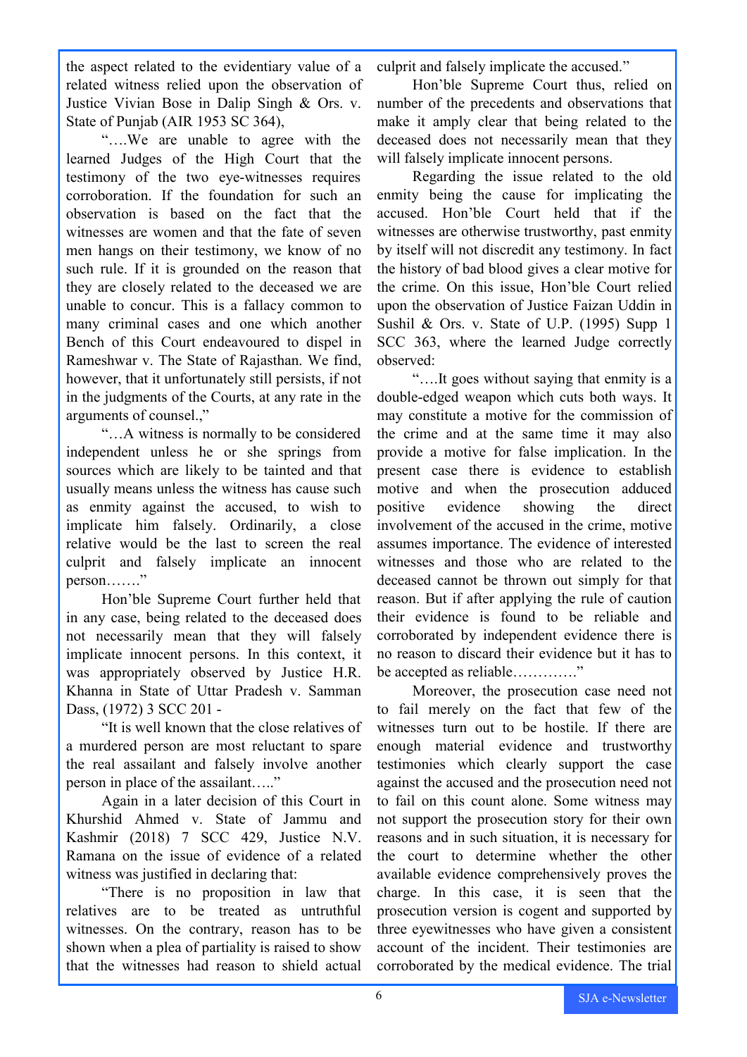the aspect related to the evidentiary value of a related witness relied upon the observation of Justice Vivian Bose in Dalip Singh & Ors. v. State of Punjab (AIR 1953 SC 364),

"….We are unable to agree with the learned Judges of the High Court that the testimony of the two eye-witnesses requires corroboration. If the foundation for such an observation is based on the fact that the witnesses are women and that the fate of seven men hangs on their testimony, we know of no such rule. If it is grounded on the reason that they are closely related to the deceased we are unable to concur. This is a fallacy common to many criminal cases and one which another Bench of this Court endeavoured to dispel in Rameshwar v. The State of Rajasthan. We find, however, that it unfortunately still persists, if not in the judgments of the Courts, at any rate in the arguments of counsel.,"

"…A witness is normally to be considered independent unless he or she springs from sources which are likely to be tainted and that usually means unless the witness has cause such as enmity against the accused, to wish to implicate him falsely. Ordinarily, a close relative would be the last to screen the real culprit and falsely implicate an innocent person……."

Hon'ble Supreme Court further held that in any case, being related to the deceased does not necessarily mean that they will falsely implicate innocent persons. In this context, it was appropriately observed by Justice H.R. Khanna in State of Uttar Pradesh v. Samman Dass, (1972) 3 SCC 201 -

"It is well known that the close relatives of a murdered person are most reluctant to spare the real assailant and falsely involve another person in place of the assailant….."

Again in a later decision of this Court in Khurshid Ahmed v. State of Jammu and Kashmir (2018) 7 SCC 429, Justice N.V. Ramana on the issue of evidence of a related witness was justified in declaring that:

"There is no proposition in law that relatives are to be treated as untruthful witnesses. On the contrary, reason has to be shown when a plea of partiality is raised to show that the witnesses had reason to shield actual culprit and falsely implicate the accused."

Hon'ble Supreme Court thus, relied on number of the precedents and observations that make it amply clear that being related to the deceased does not necessarily mean that they will falsely implicate innocent persons.

Regarding the issue related to the old enmity being the cause for implicating the accused. Hon'ble Court held that if the witnesses are otherwise trustworthy, past enmity by itself will not discredit any testimony. In fact the history of bad blood gives a clear motive for the crime. On this issue, Hon'ble Court relied upon the observation of Justice Faizan Uddin in Sushil & Ors. v. State of U.P. (1995) Supp 1 SCC 363, where the learned Judge correctly observed:

"….It goes without saying that enmity is a double-edged weapon which cuts both ways. It may constitute a motive for the commission of the crime and at the same time it may also provide a motive for false implication. In the present case there is evidence to establish motive and when the prosecution adduced positive evidence showing the direct involvement of the accused in the crime, motive assumes importance. The evidence of interested witnesses and those who are related to the deceased cannot be thrown out simply for that reason. But if after applying the rule of caution their evidence is found to be reliable and corroborated by independent evidence there is no reason to discard their evidence but it has to be accepted as reliable…………"

Moreover, the prosecution case need not to fail merely on the fact that few of the witnesses turn out to be hostile. If there are enough material evidence and trustworthy testimonies which clearly support the case against the accused and the prosecution need not to fail on this count alone. Some witness may not support the prosecution story for their own reasons and in such situation, it is necessary for the court to determine whether the other available evidence comprehensively proves the charge. In this case, it is seen that the prosecution version is cogent and supported by three eyewitnesses who have given a consistent account of the incident. Their testimonies are corroborated by the medical evidence. The trial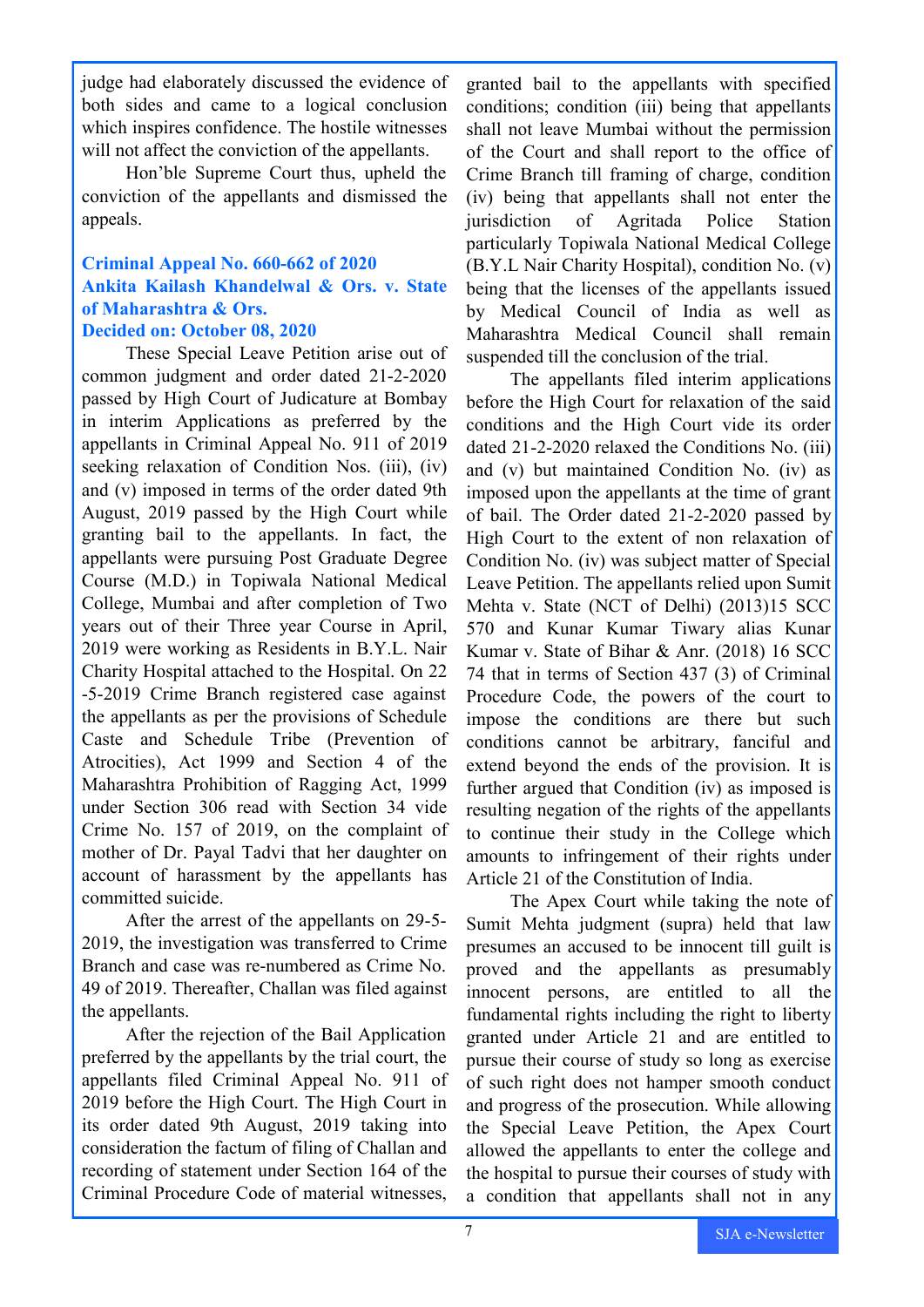judge had elaborately discussed the evidence of both sides and came to a logical conclusion which inspires confidence. The hostile witnesses will not affect the conviction of the appellants.

Hon'ble Supreme Court thus, upheld the conviction of the appellants and dismissed the appeals.

### Criminal Appeal No. 660-662 of 2020
### Ankita Kailash Khandelwal & Ors. v. State of Maharashtra & Ors.
### Decided on: October 08, 2020

These Special Leave Petition arise out of common judgment and order dated 21-2-2020 passed by High Court of Judicature at Bombay in interim Applications as preferred by the appellants in Criminal Appeal No. 911 of 2019 seeking relaxation of Condition Nos. (iii), (iv) and (v) imposed in terms of the order dated 9th August, 2019 passed by the High Court while granting bail to the appellants. In fact, the appellants were pursuing Post Graduate Degree Course (M.D.) in Topiwala National Medical College, Mumbai and after completion of Two years out of their Three year Course in April, 2019 were working as Residents in B.Y.L. Nair Charity Hospital attached to the Hospital. On 22 -5-2019 Crime Branch registered case against the appellants as per the provisions of Schedule Caste and Schedule Tribe (Prevention of Atrocities), Act 1999 and Section 4 of the Maharashtra Prohibition of Ragging Act, 1999 under Section 306 read with Section 34 vide Crime No. 157 of 2019, on the complaint of mother of Dr. Payal Tadvi that her daughter on account of harassment by the appellants has committed suicide.

After the arrest of the appellants on 29-5-2019, the investigation was transferred to Crime Branch and case was re-numbered as Crime No. 49 of 2019. Thereafter, Challan was filed against the appellants.

After the rejection of the Bail Application preferred by the appellants by the trial court, the appellants filed Criminal Appeal No. 911 of 2019 before the High Court. The High Court in its order dated 9th August, 2019 taking into consideration the factum of filing of Challan and recording of statement under Section 164 of the Criminal Procedure Code of material witnesses, granted bail to the appellants with specified conditions; condition (iii) being that appellants shall not leave Mumbai without the permission of the Court and shall report to the office of Crime Branch till framing of charge, condition (iv) being that appellants shall not enter the jurisdiction of Agritada Police Station particularly Topiwala National Medical College (B.Y.L Nair Charity Hospital), condition No. (v) being that the licenses of the appellants issued by Medical Council of India as well as Maharashtra Medical Council shall remain suspended till the conclusion of the trial.

The appellants filed interim applications before the High Court for relaxation of the said conditions and the High Court vide its order dated 21-2-2020 relaxed the Conditions No. (iii) and (v) but maintained Condition No. (iv) as imposed upon the appellants at the time of grant of bail. The Order dated 21-2-2020 passed by High Court to the extent of non relaxation of Condition No. (iv) was subject matter of Special Leave Petition. The appellants relied upon Sumit Mehta v. State (NCT of Delhi) (2013)15 SCC 570 and Kunar Kumar Tiwary alias Kunar Kumar v. State of Bihar & Anr. (2018) 16 SCC 74 that in terms of Section 437 (3) of Criminal Procedure Code, the powers of the court to impose the conditions are there but such conditions cannot be arbitrary, fanciful and extend beyond the ends of the provision. It is further argued that Condition (iv) as imposed is resulting negation of the rights of the appellants to continue their study in the College which amounts to infringement of their rights under Article 21 of the Constitution of India.

The Apex Court while taking the note of Sumit Mehta judgment (supra) held that law presumes an accused to be innocent till guilt is proved and the appellants as presumably innocent persons, are entitled to all the fundamental rights including the right to liberty granted under Article 21 and are entitled to pursue their course of study so long as exercise of such right does not hamper smooth conduct and progress of the prosecution. While allowing the Special Leave Petition, the Apex Court allowed the appellants to enter the college and the hospital to pursue their courses of study with a condition that appellants shall not in any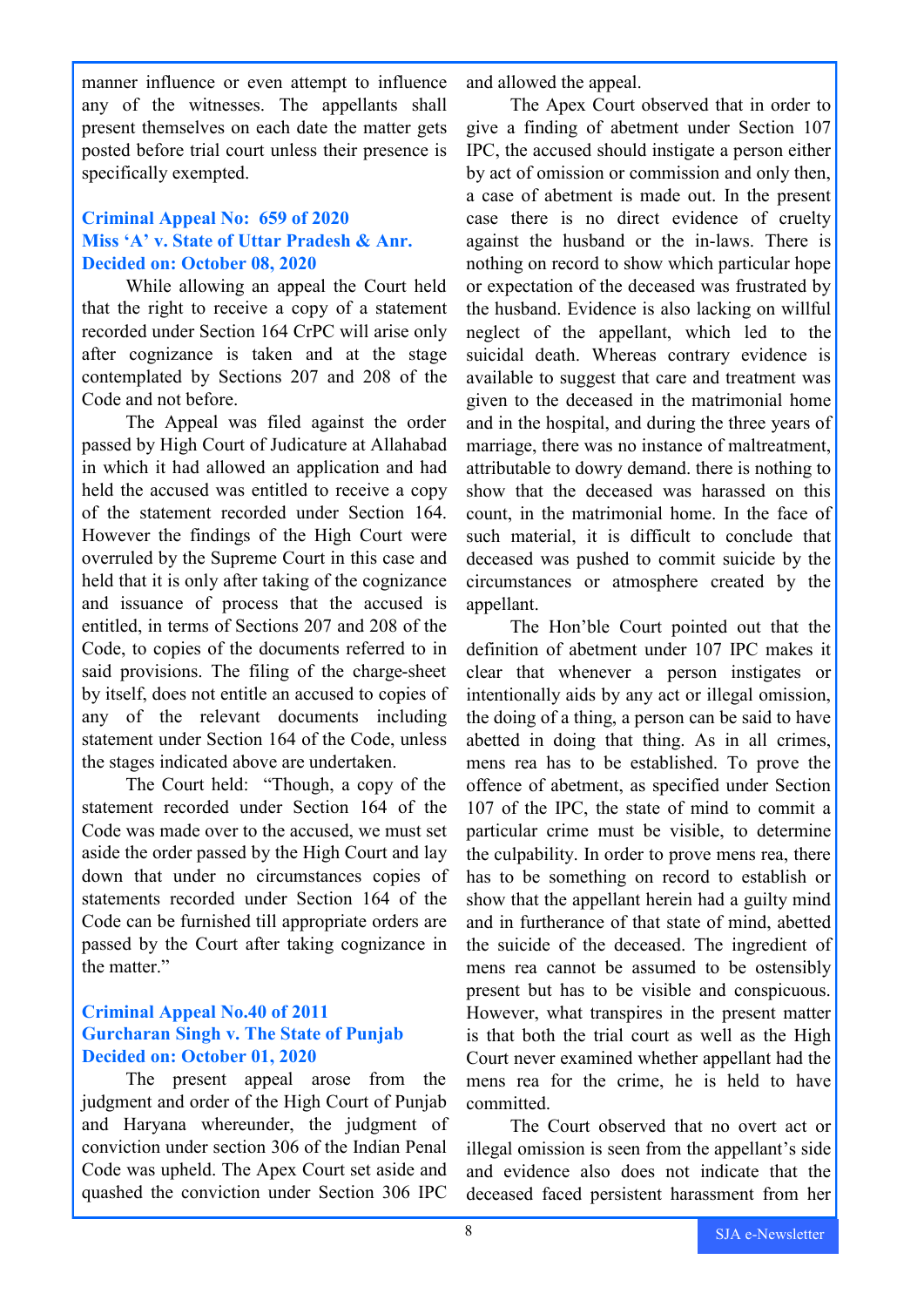manner influence or even attempt to influence any of the witnesses. The appellants shall present themselves on each date the matter gets posted before trial court unless their presence is specifically exempted.

### Criminal Appeal No: 659 of 2020
### Miss 'A' v. State of Uttar Pradesh & Anr.
### Decided on: October 08, 2020

While allowing an appeal the Court held that the right to receive a copy of a statement recorded under Section 164 CrPC will arise only after cognizance is taken and at the stage contemplated by Sections 207 and 208 of the Code and not before.

The Appeal was filed against the order passed by High Court of Judicature at Allahabad in which it had allowed an application and had held the accused was entitled to receive a copy of the statement recorded under Section 164. However the findings of the High Court were overruled by the Supreme Court in this case and held that it is only after taking of the cognizance and issuance of process that the accused is entitled, in terms of Sections 207 and 208 of the Code, to copies of the documents referred to in said provisions. The filing of the charge-sheet by itself, does not entitle an accused to copies of any of the relevant documents including statement under Section 164 of the Code, unless the stages indicated above are undertaken.

The Court held: "Though, a copy of the statement recorded under Section 164 of the Code was made over to the accused, we must set aside the order passed by the High Court and lay down that under no circumstances copies of statements recorded under Section 164 of the Code can be furnished till appropriate orders are passed by the Court after taking cognizance in the matter."

### Criminal Appeal No.40 of 2011
### Gurcharan Singh v. The State of Punjab
### Decided on: October 01, 2020

The present appeal arose from the judgment and order of the High Court of Punjab and Haryana whereunder, the judgment of conviction under section 306 of the Indian Penal Code was upheld. The Apex Court set aside and quashed the conviction under Section 306 IPC and allowed the appeal.

The Apex Court observed that in order to give a finding of abetment under Section 107 IPC, the accused should instigate a person either by act of omission or commission and only then, a case of abetment is made out. In the present case there is no direct evidence of cruelty against the husband or the in-laws. There is nothing on record to show which particular hope or expectation of the deceased was frustrated by the husband. Evidence is also lacking on willful neglect of the appellant, which led to the suicidal death. Whereas contrary evidence is available to suggest that care and treatment was given to the deceased in the matrimonial home and in the hospital, and during the three years of marriage, there was no instance of maltreatment, attributable to dowry demand. there is nothing to show that the deceased was harassed on this count, in the matrimonial home. In the face of such material, it is difficult to conclude that deceased was pushed to commit suicide by the circumstances or atmosphere created by the appellant.

The Hon'ble Court pointed out that the definition of abetment under 107 IPC makes it clear that whenever a person instigates or intentionally aids by any act or illegal omission, the doing of a thing, a person can be said to have abetted in doing that thing. As in all crimes, mens rea has to be established. To prove the offence of abetment, as specified under Section 107 of the IPC, the state of mind to commit a particular crime must be visible, to determine the culpability. In order to prove mens rea, there has to be something on record to establish or show that the appellant herein had a guilty mind and in furtherance of that state of mind, abetted the suicide of the deceased. The ingredient of mens rea cannot be assumed to be ostensibly present but has to be visible and conspicuous. However, what transpires in the present matter is that both the trial court as well as the High Court never examined whether appellant had the mens rea for the crime, he is held to have committed.

The Court observed that no overt act or illegal omission is seen from the appellant's side and evidence also does not indicate that the deceased faced persistent harassment from her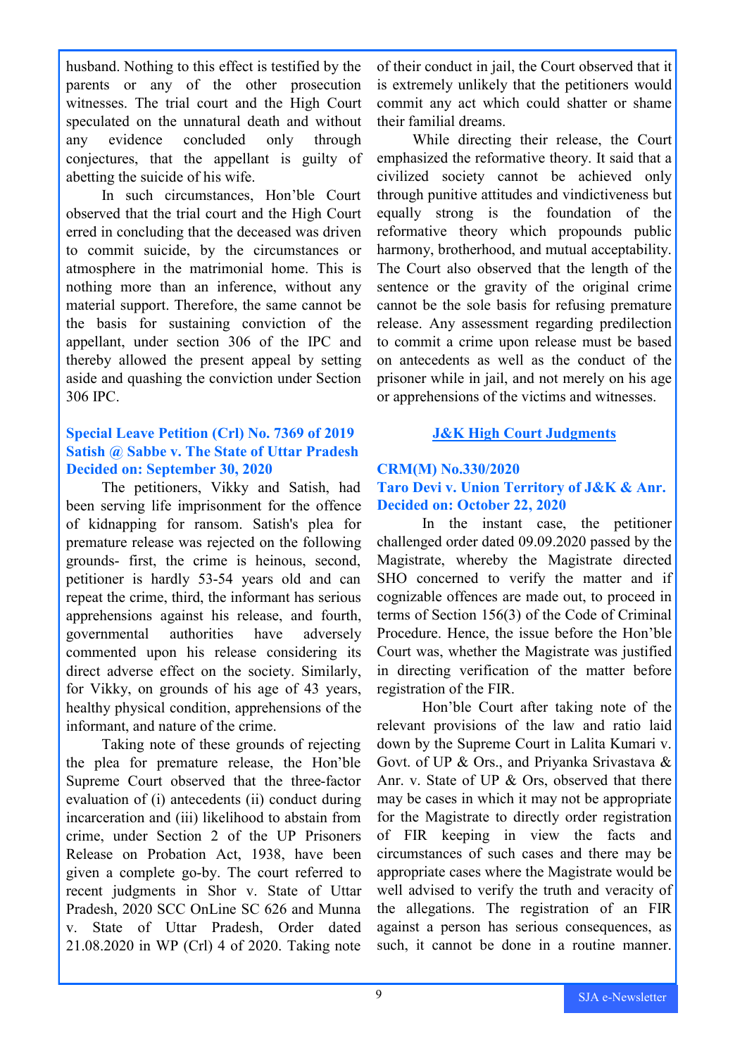husband. Nothing to this effect is testified by the parents or any of the other prosecution witnesses. The trial court and the High Court speculated on the unnatural death and without any evidence concluded only through conjectures, that the appellant is guilty of abetting the suicide of his wife.

In such circumstances, Hon'ble Court observed that the trial court and the High Court erred in concluding that the deceased was driven to commit suicide, by the circumstances or atmosphere in the matrimonial home. This is nothing more than an inference, without any material support. Therefore, the same cannot be the basis for sustaining conviction of the appellant, under section 306 of the IPC and thereby allowed the present appeal by setting aside and quashing the conviction under Section 306 IPC.

### Special Leave Petition (Crl) No. 7369 of 2019
### Satish @ Sabbe v. The State of Uttar Pradesh
### Decided on: September 30, 2020

The petitioners, Vikky and Satish, had been serving life imprisonment for the offence of kidnapping for ransom. Satish's plea for premature release was rejected on the following grounds- first, the crime is heinous, second, petitioner is hardly 53-54 years old and can repeat the crime, third, the informant has serious apprehensions against his release, and fourth, governmental authorities have adversely commented upon his release considering its direct adverse effect on the society. Similarly, for Vikky, on grounds of his age of 43 years, healthy physical condition, apprehensions of the informant, and nature of the crime.

Taking note of these grounds of rejecting the plea for premature release, the Hon'ble Supreme Court observed that the three-factor evaluation of (i) antecedents (ii) conduct during incarceration and (iii) likelihood to abstain from crime, under Section 2 of the UP Prisoners Release on Probation Act, 1938, have been given a complete go-by. The court referred to recent judgments in Shor v. State of Uttar Pradesh, 2020 SCC OnLine SC 626 and Munna v. State of Uttar Pradesh, Order dated 21.08.2020 in WP (Crl) 4 of 2020. Taking note of their conduct in jail, the Court observed that it is extremely unlikely that the petitioners would commit any act which could shatter or shame their familial dreams.

While directing their release, the Court emphasized the reformative theory. It said that a civilized society cannot be achieved only through punitive attitudes and vindictiveness but equally strong is the foundation of the reformative theory which propounds public harmony, brotherhood, and mutual acceptability. The Court also observed that the length of the sentence or the gravity of the original crime cannot be the sole basis for refusing premature release. Any assessment regarding predilection to commit a crime upon release must be based on antecedents as well as the conduct of the prisoner while in jail, and not merely on his age or apprehensions of the victims and witnesses.

## J&K High Court Judgments

### CRM(M) No.330/2020
### Taro Devi v. Union Territory of J&K & Anr.
### Decided on: October 22, 2020

In the instant case, the petitioner challenged order dated 09.09.2020 passed by the Magistrate, whereby the Magistrate directed SHO concerned to verify the matter and if cognizable offences are made out, to proceed in terms of Section 156(3) of the Code of Criminal Procedure. Hence, the issue before the Hon'ble Court was, whether the Magistrate was justified in directing verification of the matter before registration of the FIR.

Hon'ble Court after taking note of the relevant provisions of the law and ratio laid down by the Supreme Court in Lalita Kumari v. Govt. of UP & Ors., and Priyanka Srivastava & Anr. v. State of UP & Ors, observed that there may be cases in which it may not be appropriate for the Magistrate to directly order registration of FIR keeping in view the facts and circumstances of such cases and there may be appropriate cases where the Magistrate would be well advised to verify the truth and veracity of the allegations. The registration of an FIR against a person has serious consequences, as such, it cannot be done in a routine manner.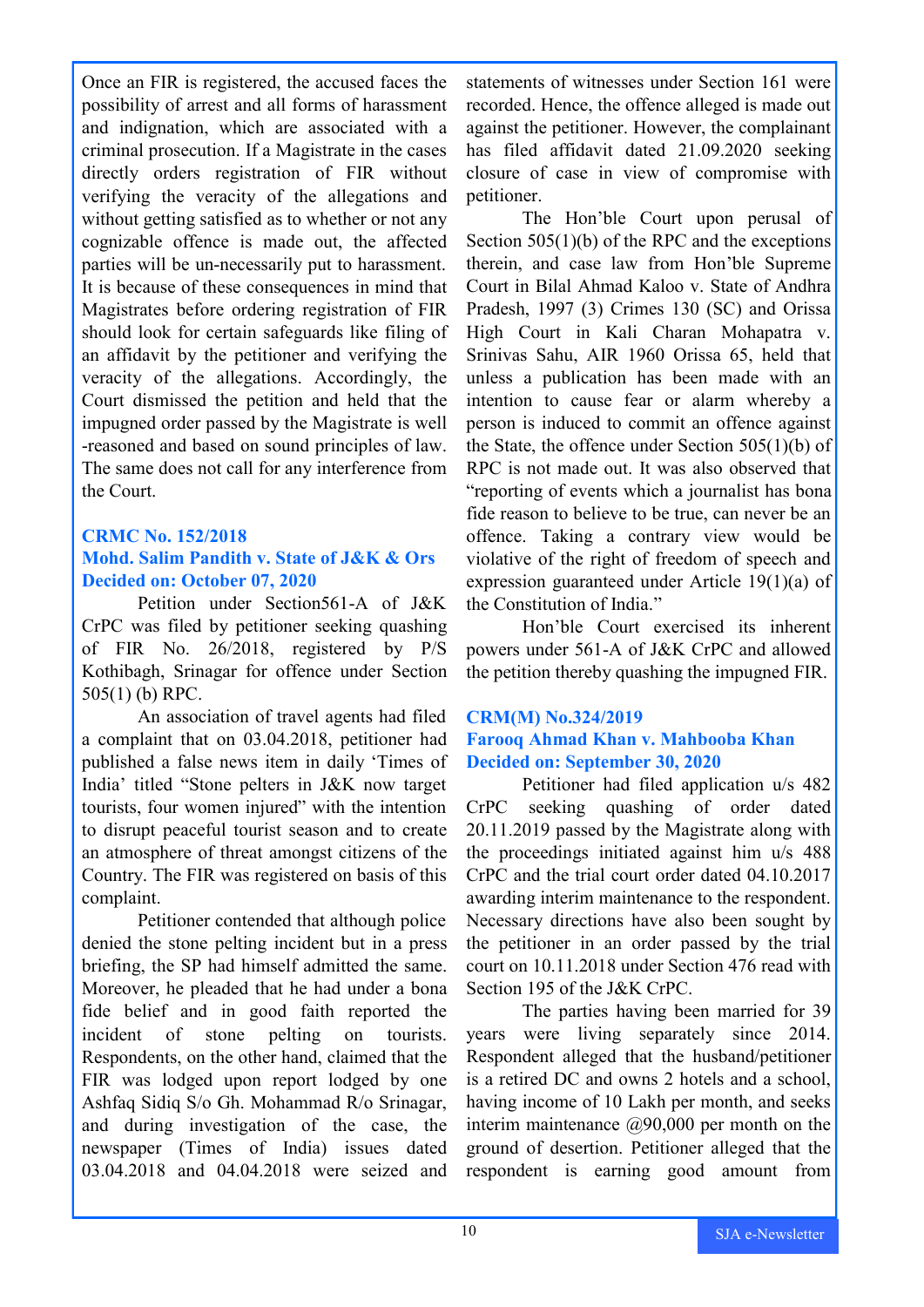Once an FIR is registered, the accused faces the possibility of arrest and all forms of harassment and indignation, which are associated with a criminal prosecution. If a Magistrate in the cases directly orders registration of FIR without verifying the veracity of the allegations and without getting satisfied as to whether or not any cognizable offence is made out, the affected parties will be un-necessarily put to harassment. It is because of these consequences in mind that Magistrates before ordering registration of FIR should look for certain safeguards like filing of an affidavit by the petitioner and verifying the veracity of the allegations. Accordingly, the Court dismissed the petition and held that the impugned order passed by the Magistrate is well -reasoned and based on sound principles of law. The same does not call for any interference from the Court.

**CRMC No. 152/2018**
**Mohd. Salim Pandith v. State of J&K & Ors**
**Decided on: October 07, 2020**

Petition under Section561-A of J&K CrPC was filed by petitioner seeking quashing of FIR No. 26/2018, registered by P/S Kothibagh, Srinagar for offence under Section 505(1) (b) RPC.

An association of travel agents had filed a complaint that on 03.04.2018, petitioner had published a false news item in daily 'Times of India' titled "Stone pelters in J&K now target tourists, four women injured" with the intention to disrupt peaceful tourist season and to create an atmosphere of threat amongst citizens of the Country. The FIR was registered on basis of this complaint.

Petitioner contended that although police denied the stone pelting incident but in a press briefing, the SP had himself admitted the same. Moreover, he pleaded that he had under a bona fide belief and in good faith reported the incident of stone pelting on tourists. Respondents, on the other hand, claimed that the FIR was lodged upon report lodged by one Ashfaq Sidiq S/o Gh. Mohammad R/o Srinagar, and during investigation of the case, the newspaper (Times of India) issues dated 03.04.2018 and 04.04.2018 were seized and statements of witnesses under Section 161 were recorded. Hence, the offence alleged is made out against the petitioner. However, the complainant has filed affidavit dated 21.09.2020 seeking closure of case in view of compromise with petitioner.

The Hon'ble Court upon perusal of Section 505(1)(b) of the RPC and the exceptions therein, and case law from Hon'ble Supreme Court in Bilal Ahmad Kaloo v. State of Andhra Pradesh, 1997 (3) Crimes 130 (SC) and Orissa High Court in Kali Charan Mohapatra v. Srinivas Sahu, AIR 1960 Orissa 65, held that unless a publication has been made with an intention to cause fear or alarm whereby a person is induced to commit an offence against the State, the offence under Section 505(1)(b) of RPC is not made out. It was also observed that "reporting of events which a journalist has bona fide reason to believe to be true, can never be an offence. Taking a contrary view would be violative of the right of freedom of speech and expression guaranteed under Article 19(1)(a) of the Constitution of India."

Hon'ble Court exercised its inherent powers under 561-A of J&K CrPC and allowed the petition thereby quashing the impugned FIR.

**CRM(M) No.324/2019**
**Farooq Ahmad Khan v. Mahbooba Khan**
**Decided on: September 30, 2020**

Petitioner had filed application u/s 482 CrPC seeking quashing of order dated 20.11.2019 passed by the Magistrate along with the proceedings initiated against him u/s 488 CrPC and the trial court order dated 04.10.2017 awarding interim maintenance to the respondent. Necessary directions have also been sought by the petitioner in an order passed by the trial court on 10.11.2018 under Section 476 read with Section 195 of the J&K CrPC.

The parties having been married for 39 years were living separately since 2014. Respondent alleged that the husband/petitioner is a retired DC and owns 2 hotels and a school, having income of 10 Lakh per month, and seeks interim maintenance @90,000 per month on the ground of desertion. Petitioner alleged that the respondent is earning good amount from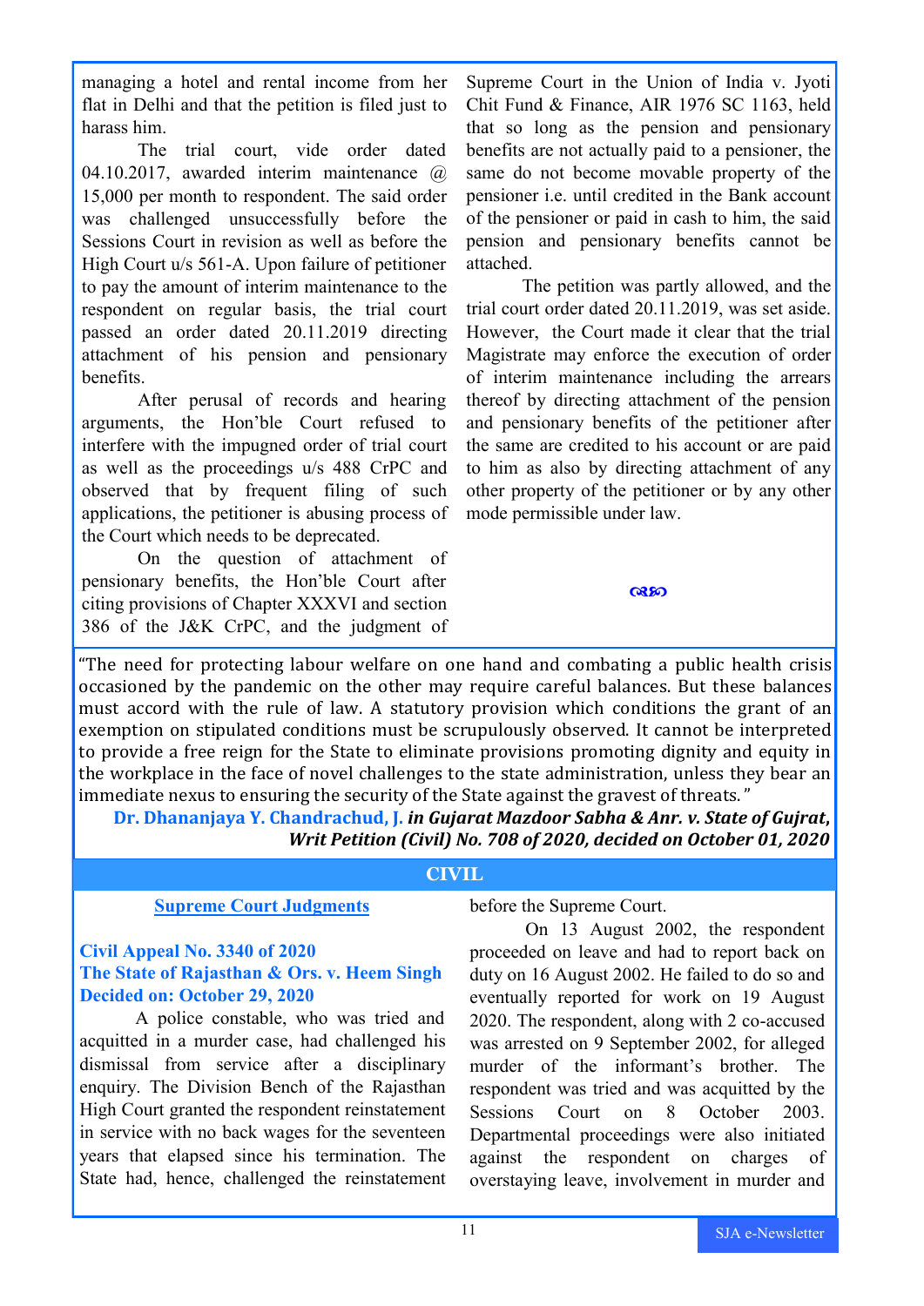managing a hotel and rental income from her flat in Delhi and that the petition is filed just to harass him.

The trial court, vide order dated 04.10.2017, awarded interim maintenance @ 15,000 per month to respondent. The said order was challenged unsuccessfully before the Sessions Court in revision as well as before the High Court u/s 561-A. Upon failure of petitioner to pay the amount of interim maintenance to the respondent on regular basis, the trial court passed an order dated 20.11.2019 directing attachment of his pension and pensionary benefits.

After perusal of records and hearing arguments, the Hon'ble Court refused to interfere with the impugned order of trial court as well as the proceedings u/s 488 CrPC and observed that by frequent filing of such applications, the petitioner is abusing process of the Court which needs to be deprecated.

On the question of attachment of pensionary benefits, the Hon'ble Court after citing provisions of Chapter XXXVI and section 386 of the J&K CrPC, and the judgment of Supreme Court in the Union of India v. Jyoti Chit Fund & Finance, AIR 1976 SC 1163, held that so long as the pension and pensionary benefits are not actually paid to a pensioner, the same do not become movable property of the pensioner i.e. until credited in the Bank account of the pensioner or paid in cash to him, the said pension and pensionary benefits cannot be attached.

The petition was partly allowed, and the trial court order dated 20.11.2019, was set aside. However, the Court made it clear that the trial Magistrate may enforce the execution of order of interim maintenance including the arrears thereof by directing attachment of the pension and pensionary benefits of the petitioner after the same are credited to his account or are paid to him as also by directing attachment of any other property of the petitioner or by any other mode permissible under law.

☙❧

"The need for protecting labour welfare on one hand and combating a public health crisis occasioned by the pandemic on the other may require careful balances. But these balances must accord with the rule of law. A statutory provision which conditions the grant of an exemption on stipulated conditions must be scrupulously observed. It cannot be interpreted to provide a free reign for the State to eliminate provisions promoting dignity and equity in the workplace in the face of novel challenges to the state administration, unless they bear an immediate nexus to ensuring the security of the State against the gravest of threats."

**Dr. Dhananjaya Y. Chandrachud, J.** ***in Gujarat Mazdoor Sabha & Anr. v. State of Gujarat, Writ Petition (Civil) No. 708 of 2020, decided on October 01, 2020***

## CIVIL

### Supreme Court Judgments

**Civil Appeal No. 3340 of 2020**
**The State of Rajasthan & Ors. v. Heem Singh**
**Decided on: October 29, 2020**

A police constable, who was tried and acquitted in a murder case, had challenged his dismissal from service after a disciplinary enquiry. The Division Bench of the Rajasthan High Court granted the respondent reinstatement in service with no back wages for the seventeen years that elapsed since his termination. The State had, hence, challenged the reinstatement before the Supreme Court.

On 13 August 2002, the respondent proceeded on leave and had to report back on duty on 16 August 2002. He failed to do so and eventually reported for work on 19 August 2020. The respondent, along with 2 co-accused was arrested on 9 September 2002, for alleged murder of the informant's brother. The respondent was tried and was acquitted by the Sessions Court on 8 October 2003. Departmental proceedings were also initiated against the respondent on charges of overstaying leave, involvement in murder and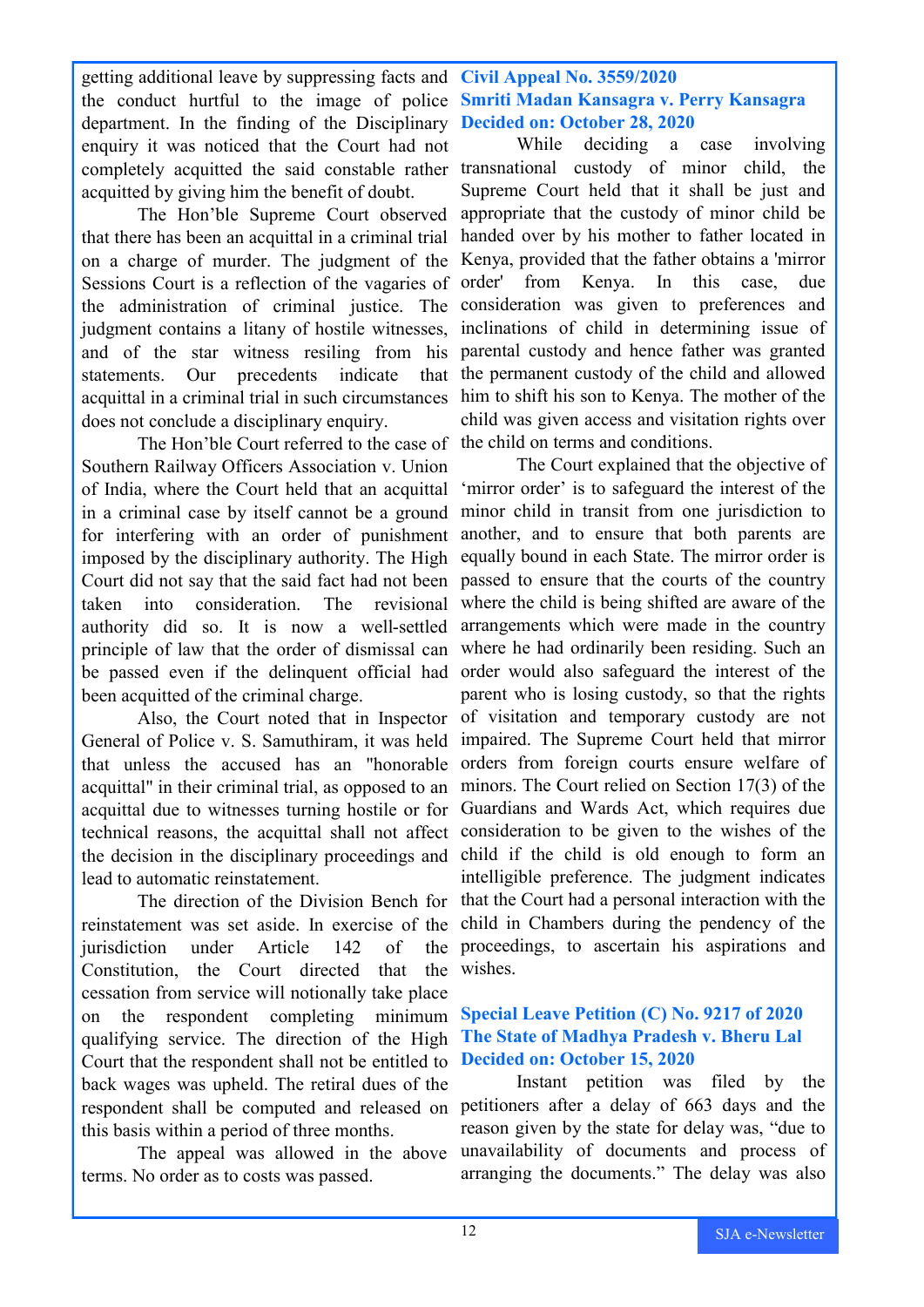getting additional leave by suppressing facts and the conduct hurtful to the image of police department. In the finding of the Disciplinary enquiry it was noticed that the Court had not completely acquitted the said constable rather acquitted by giving him the benefit of doubt.

The Hon'ble Supreme Court observed that there has been an acquittal in a criminal trial on a charge of murder. The judgment of the Sessions Court is a reflection of the vagaries of the administration of criminal justice. The judgment contains a litany of hostile witnesses, and of the star witness resiling from his statements. Our precedents indicate that acquittal in a criminal trial in such circumstances does not conclude a disciplinary enquiry.

The Hon'ble Court referred to the case of Southern Railway Officers Association v. Union of India, where the Court held that an acquittal in a criminal case by itself cannot be a ground for interfering with an order of punishment imposed by the disciplinary authority. The High Court did not say that the said fact had not been taken into consideration. The revisional authority did so. It is now a well-settled principle of law that the order of dismissal can be passed even if the delinquent official had been acquitted of the criminal charge.

Also, the Court noted that in Inspector General of Police v. S. Samuthiram, it was held that unless the accused has an "honorable acquittal" in their criminal trial, as opposed to an acquittal due to witnesses turning hostile or for technical reasons, the acquittal shall not affect the decision in the disciplinary proceedings and lead to automatic reinstatement.

The direction of the Division Bench for reinstatement was set aside. In exercise of the jurisdiction under Article 142 of the Constitution, the Court directed that the cessation from service will notionally take place on the respondent completing minimum qualifying service. The direction of the High Court that the respondent shall not be entitled to back wages was upheld. The retiral dues of the respondent shall be computed and released on this basis within a period of three months.

The appeal was allowed in the above terms. No order as to costs was passed.

**Civil Appeal No. 3559/2020**
**Smriti Madan Kansagra v. Perry Kansagra**
**Decided on: October 28, 2020**

While deciding a case involving transnational custody of minor child, the Supreme Court held that it shall be just and appropriate that the custody of minor child be handed over by his mother to father located in Kenya, provided that the father obtains a 'mirror order' from Kenya. In this case, due consideration was given to preferences and inclinations of child in determining issue of parental custody and hence father was granted the permanent custody of the child and allowed him to shift his son to Kenya. The mother of the child was given access and visitation rights over the child on terms and conditions.

The Court explained that the objective of 'mirror order' is to safeguard the interest of the minor child in transit from one jurisdiction to another, and to ensure that both parents are equally bound in each State. The mirror order is passed to ensure that the courts of the country where the child is being shifted are aware of the arrangements which were made in the country where he had ordinarily been residing. Such an order would also safeguard the interest of the parent who is losing custody, so that the rights of visitation and temporary custody are not impaired. The Supreme Court held that mirror orders from foreign courts ensure welfare of minors. The Court relied on Section 17(3) of the Guardians and Wards Act, which requires due consideration to be given to the wishes of the child if the child is old enough to form an intelligible preference. The judgment indicates that the Court had a personal interaction with the child in Chambers during the pendency of the proceedings, to ascertain his aspirations and wishes.

**Special Leave Petition (C) No. 9217 of 2020**
**The State of Madhya Pradesh v. Bheru Lal**
**Decided on: October 15, 2020**

Instant petition was filed by the petitioners after a delay of 663 days and the reason given by the state for delay was, "due to unavailability of documents and process of arranging the documents." The delay was also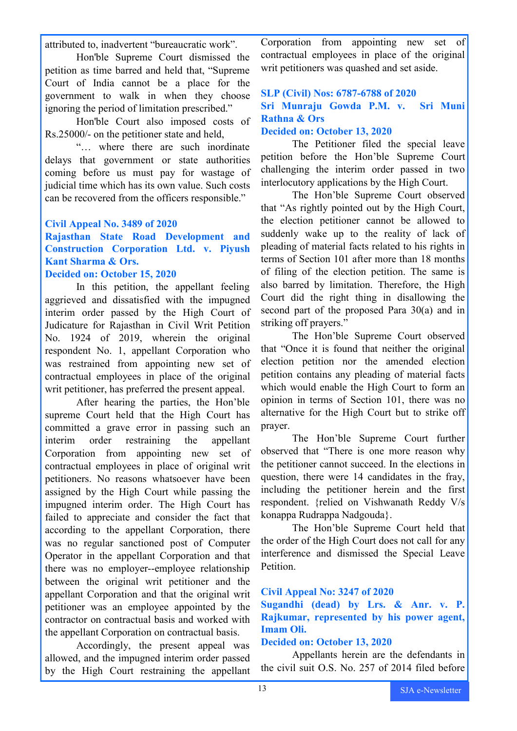attributed to, inadvertent "bureaucratic work".

Hon'ble Supreme Court dismissed the petition as time barred and held that, "Supreme Court of India cannot be a place for the government to walk in when they choose ignoring the period of limitation prescribed."

Hon'ble Court also imposed costs of Rs.25000/- on the petitioner state and held,

"… where there are such inordinate delays that government or state authorities coming before us must pay for wastage of judicial time which has its own value. Such costs can be recovered from the officers responsible."

### Civil Appeal No. 3489 of 2020
### Rajasthan State Road Development and Construction Corporation Ltd. v. Piyush Kant Sharma & Ors.
### Decided on: October 15, 2020

In this petition, the appellant feeling aggrieved and dissatisfied with the impugned interim order passed by the High Court of Judicature for Rajasthan in Civil Writ Petition No. 1924 of 2019, wherein the original respondent No. 1, appellant Corporation who was restrained from appointing new set of contractual employees in place of the original writ petitioner, has preferred the present appeal.

After hearing the parties, the Hon'ble supreme Court held that the High Court has committed a grave error in passing such an interim order restraining the appellant Corporation from appointing new set of contractual employees in place of original writ petitioners. No reasons whatsoever have been assigned by the High Court while passing the impugned interim order. The High Court has failed to appreciate and consider the fact that according to the appellant Corporation, there was no regular sanctioned post of Computer Operator in the appellant Corporation and that there was no employer--employee relationship between the original writ petitioner and the appellant Corporation and that the original writ petitioner was an employee appointed by the contractor on contractual basis and worked with the appellant Corporation on contractual basis.

Accordingly, the present appeal was allowed, and the impugned interim order passed by the High Court restraining the appellant Corporation from appointing new set of contractual employees in place of the original writ petitioners was quashed and set aside.

### SLP (Civil) Nos: 6787-6788 of 2020
### Sri Munraju Gowda P.M. v. Sri Muni Rathna & Ors
### Decided on: October 13, 2020

The Petitioner filed the special leave petition before the Hon'ble Supreme Court challenging the interim order passed in two interlocutory applications by the High Court.

The Hon'ble Supreme Court observed that "As rightly pointed out by the High Court, the election petitioner cannot be allowed to suddenly wake up to the reality of lack of pleading of material facts related to his rights in terms of Section 101 after more than 18 months of filing of the election petition. The same is also barred by limitation. Therefore, the High Court did the right thing in disallowing the second part of the proposed Para 30(a) and in striking off prayers."

The Hon'ble Supreme Court observed that "Once it is found that neither the original election petition nor the amended election petition contains any pleading of material facts which would enable the High Court to form an opinion in terms of Section 101, there was no alternative for the High Court but to strike off prayer.

The Hon'ble Supreme Court further observed that "There is one more reason why the petitioner cannot succeed. In the elections in question, there were 14 candidates in the fray, including the petitioner herein and the first respondent. {relied on Vishwanath Reddy V/s konappa Rudrappa Nadgouda}.

The Hon'ble Supreme Court held that the order of the High Court does not call for any interference and dismissed the Special Leave Petition.

### Civil Appeal No: 3247 of 2020
### Sugandhi (dead) by Lrs. & Anr. v. P. Rajkumar, represented by his power agent, Imam Oli.
### Decided on: October 13, 2020

Appellants herein are the defendants in the civil suit O.S. No. 257 of 2014 filed before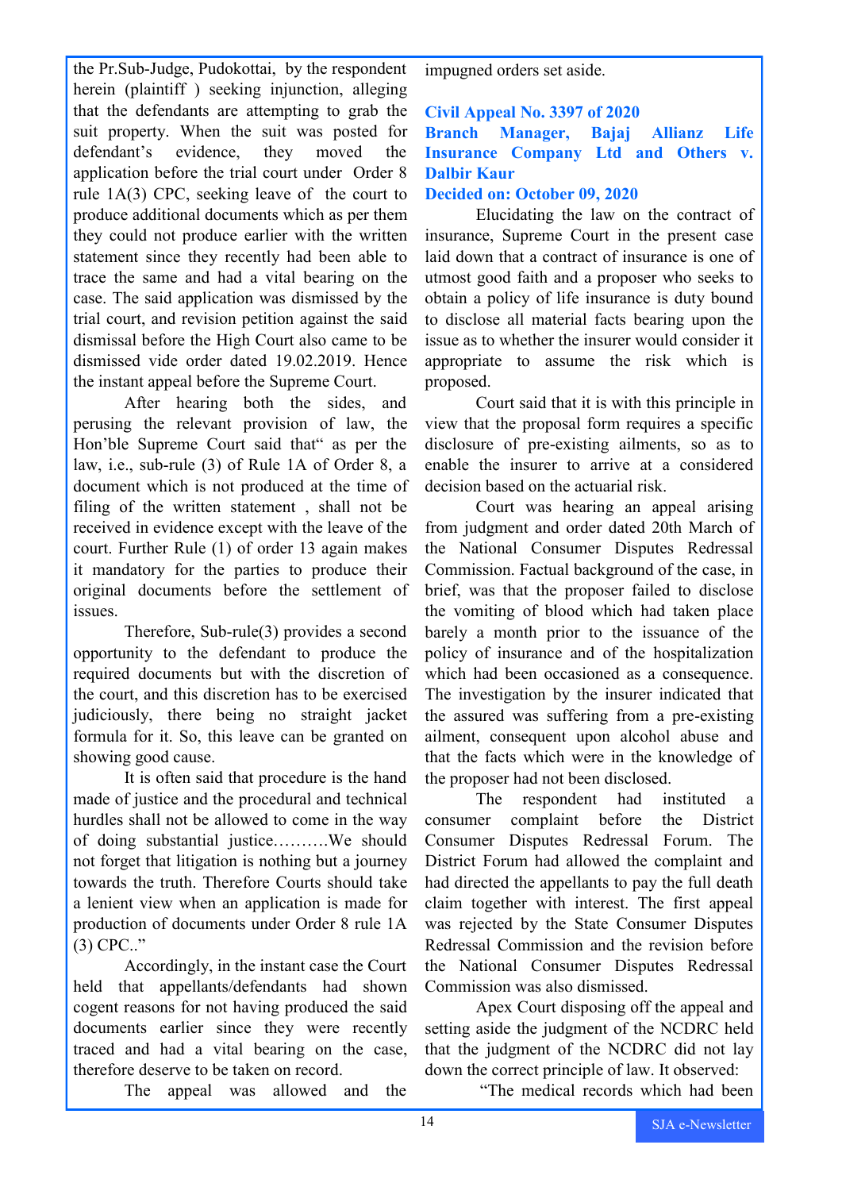the Pr.Sub-Judge, Pudokottai, by the respondent herein (plaintiff ) seeking injunction, alleging that the defendants are attempting to grab the suit property. When the suit was posted for defendant's evidence, they moved the application before the trial court under Order 8 rule 1A(3) CPC, seeking leave of the court to produce additional documents which as per them they could not produce earlier with the written statement since they recently had been able to trace the same and had a vital bearing on the case. The said application was dismissed by the trial court, and revision petition against the said dismissal before the High Court also came to be dismissed vide order dated 19.02.2019. Hence the instant appeal before the Supreme Court.

After hearing both the sides, and perusing the relevant provision of law, the Hon'ble Supreme Court said that" as per the law, i.e., sub-rule (3) of Rule 1A of Order 8, a document which is not produced at the time of filing of the written statement , shall not be received in evidence except with the leave of the court. Further Rule (1) of order 13 again makes it mandatory for the parties to produce their original documents before the settlement of issues.

Therefore, Sub-rule(3) provides a second opportunity to the defendant to produce the required documents but with the discretion of the court, and this discretion has to be exercised judiciously, there being no straight jacket formula for it. So, this leave can be granted on showing good cause.

It is often said that procedure is the hand made of justice and the procedural and technical hurdles shall not be allowed to come in the way of doing substantial justice……….We should not forget that litigation is nothing but a journey towards the truth. Therefore Courts should take a lenient view when an application is made for production of documents under Order 8 rule 1A (3) CPC.."

Accordingly, in the instant case the Court held that appellants/defendants had shown cogent reasons for not having produced the said documents earlier since they were recently traced and had a vital bearing on the case, therefore deserve to be taken on record.

The appeal was allowed and the impugned orders set aside.

**Civil Appeal No. 3397 of 2020**
**Branch Manager, Bajaj Allianz Life Insurance Company Ltd and Others v. Dalbir Kaur**
**Decided on: October 09, 2020**

Elucidating the law on the contract of insurance, Supreme Court in the present case laid down that a contract of insurance is one of utmost good faith and a proposer who seeks to obtain a policy of life insurance is duty bound to disclose all material facts bearing upon the issue as to whether the insurer would consider it appropriate to assume the risk which is proposed.

Court said that it is with this principle in view that the proposal form requires a specific disclosure of pre-existing ailments, so as to enable the insurer to arrive at a considered decision based on the actuarial risk.

Court was hearing an appeal arising from judgment and order dated 20th March of the National Consumer Disputes Redressal Commission. Factual background of the case, in brief, was that the proposer failed to disclose the vomiting of blood which had taken place barely a month prior to the issuance of the policy of insurance and of the hospitalization which had been occasioned as a consequence. The investigation by the insurer indicated that the assured was suffering from a pre-existing ailment, consequent upon alcohol abuse and that the facts which were in the knowledge of the proposer had not been disclosed.

The respondent had instituted a consumer complaint before the District Consumer Disputes Redressal Forum. The District Forum had allowed the complaint and had directed the appellants to pay the full death claim together with interest. The first appeal was rejected by the State Consumer Disputes Redressal Commission and the revision before the National Consumer Disputes Redressal Commission was also dismissed.

Apex Court disposing off the appeal and setting aside the judgment of the NCDRC held that the judgment of the NCDRC did not lay down the correct principle of law. It observed:

"The medical records which had been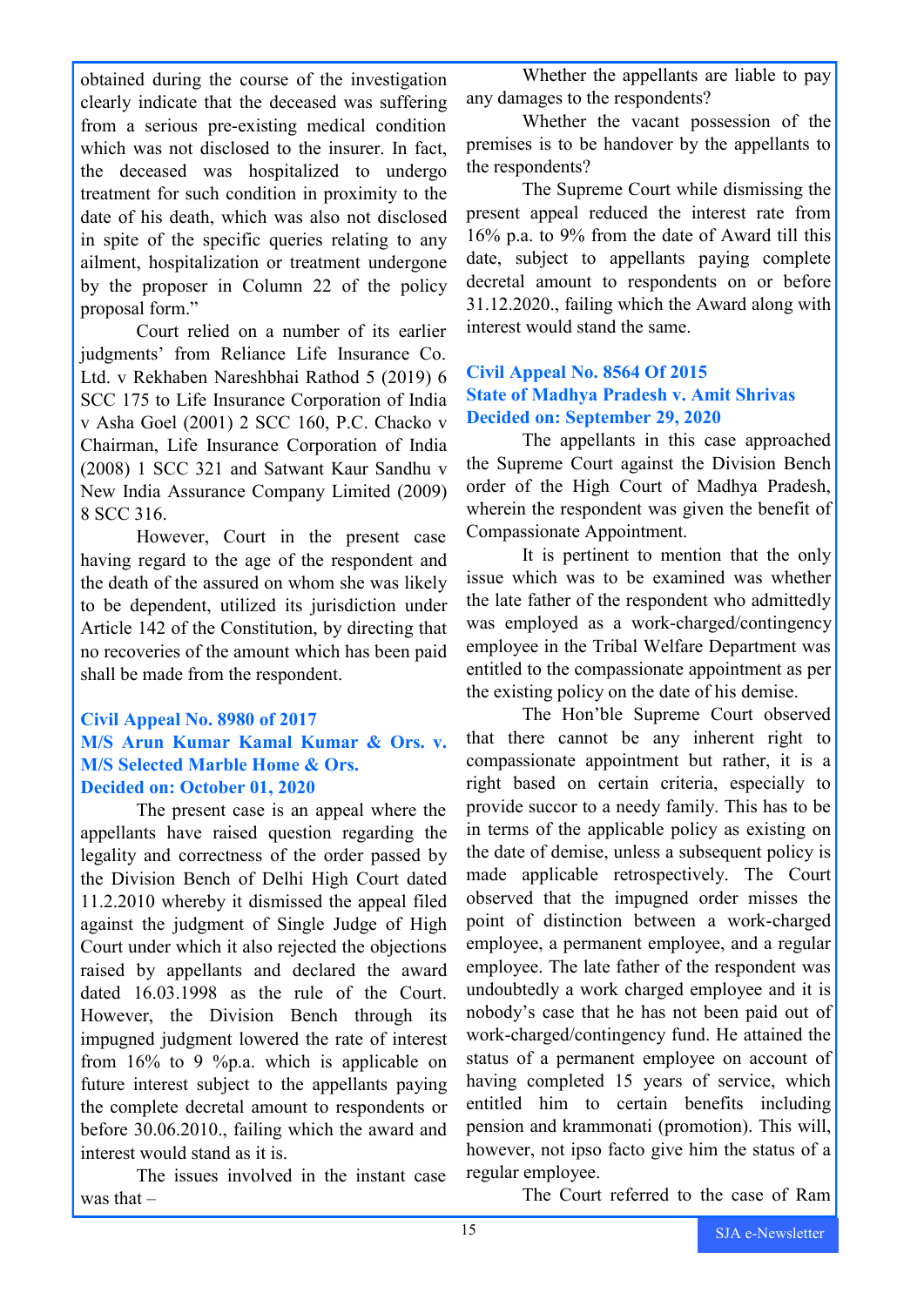obtained during the course of the investigation clearly indicate that the deceased was suffering from a serious pre-existing medical condition which was not disclosed to the insurer. In fact, the deceased was hospitalized to undergo treatment for such condition in proximity to the date of his death, which was also not disclosed in spite of the specific queries relating to any ailment, hospitalization or treatment undergone by the proposer in Column 22 of the policy proposal form."

Court relied on a number of its earlier judgments' from Reliance Life Insurance Co. Ltd. v Rekhaben Nareshbhai Rathod 5 (2019) 6 SCC 175 to Life Insurance Corporation of India v Asha Goel (2001) 2 SCC 160, P.C. Chacko v Chairman, Life Insurance Corporation of India (2008) 1 SCC 321 and Satwant Kaur Sandhu v New India Assurance Company Limited (2009) 8 SCC 316.

However, Court in the present case having regard to the age of the respondent and the death of the assured on whom she was likely to be dependent, utilized its jurisdiction under Article 142 of the Constitution, by directing that no recoveries of the amount which has been paid shall be made from the respondent.

### Civil Appeal No. 8980 of 2017
### M/S Arun Kumar Kamal Kumar & Ors. v. M/S Selected Marble Home & Ors.
### Decided on: October 01, 2020

The present case is an appeal where the appellants have raised question regarding the legality and correctness of the order passed by the Division Bench of Delhi High Court dated 11.2.2010 whereby it dismissed the appeal filed against the judgment of Single Judge of High Court under which it also rejected the objections raised by appellants and declared the award dated 16.03.1998 as the rule of the Court. However, the Division Bench through its impugned judgment lowered the rate of interest from 16% to 9 %p.a. which is applicable on future interest subject to the appellants paying the complete decretal amount to respondents or before 30.06.2010., failing which the award and interest would stand as it is.

The issues involved in the instant case was that –

Whether the appellants are liable to pay any damages to the respondents?

Whether the vacant possession of the premises is to be handover by the appellants to the respondents?

The Supreme Court while dismissing the present appeal reduced the interest rate from 16% p.a. to 9% from the date of Award till this date, subject to appellants paying complete decretal amount to respondents on or before 31.12.2020., failing which the Award along with interest would stand the same.

### Civil Appeal No. 8564 Of 2015
### State of Madhya Pradesh v. Amit Shrivas
### Decided on: September 29, 2020

The appellants in this case approached the Supreme Court against the Division Bench order of the High Court of Madhya Pradesh, wherein the respondent was given the benefit of Compassionate Appointment.

It is pertinent to mention that the only issue which was to be examined was whether the late father of the respondent who admittedly was employed as a work-charged/contingency employee in the Tribal Welfare Department was entitled to the compassionate appointment as per the existing policy on the date of his demise.

The Hon'ble Supreme Court observed that there cannot be any inherent right to compassionate appointment but rather, it is a right based on certain criteria, especially to provide succor to a needy family. This has to be in terms of the applicable policy as existing on the date of demise, unless a subsequent policy is made applicable retrospectively. The Court observed that the impugned order misses the point of distinction between a work-charged employee, a permanent employee, and a regular employee. The late father of the respondent was undoubtedly a work charged employee and it is nobody's case that he has not been paid out of work-charged/contingency fund. He attained the status of a permanent employee on account of having completed 15 years of service, which entitled him to certain benefits including pension and krammonati (promotion). This will, however, not ipso facto give him the status of a regular employee.

The Court referred to the case of Ram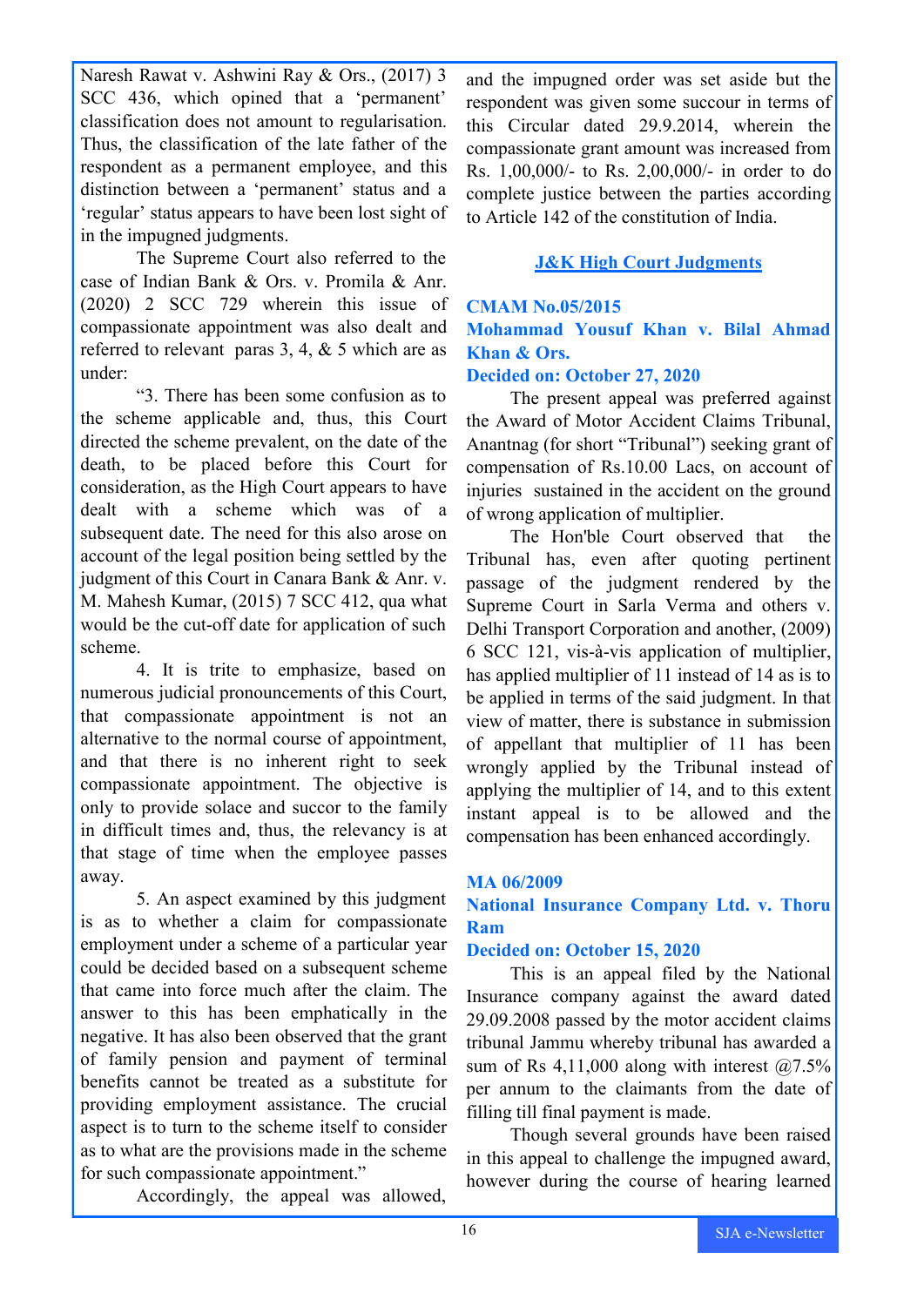Naresh Rawat v. Ashwini Ray & Ors., (2017) 3 SCC 436, which opined that a 'permanent' classification does not amount to regularisation. Thus, the classification of the late father of the respondent as a permanent employee, and this distinction between a 'permanent' status and a 'regular' status appears to have been lost sight of in the impugned judgments.

The Supreme Court also referred to the case of Indian Bank & Ors. v. Promila & Anr. (2020) 2 SCC 729 wherein this issue of compassionate appointment was also dealt and referred to relevant paras 3, 4, & 5 which are as under:

"3. There has been some confusion as to the scheme applicable and, thus, this Court directed the scheme prevalent, on the date of the death, to be placed before this Court for consideration, as the High Court appears to have dealt with a scheme which was of a subsequent date. The need for this also arose on account of the legal position being settled by the judgment of this Court in Canara Bank & Anr. v. M. Mahesh Kumar, (2015) 7 SCC 412, qua what would be the cut-off date for application of such scheme.

4. It is trite to emphasize, based on numerous judicial pronouncements of this Court, that compassionate appointment is not an alternative to the normal course of appointment, and that there is no inherent right to seek compassionate appointment. The objective is only to provide solace and succor to the family in difficult times and, thus, the relevancy is at that stage of time when the employee passes away.

5. An aspect examined by this judgment is as to whether a claim for compassionate employment under a scheme of a particular year could be decided based on a subsequent scheme that came into force much after the claim. The answer to this has been emphatically in the negative. It has also been observed that the grant of family pension and payment of terminal benefits cannot be treated as a substitute for providing employment assistance. The crucial aspect is to turn to the scheme itself to consider as to what are the provisions made in the scheme for such compassionate appointment."

Accordingly, the appeal was allowed, and the impugned order was set aside but the respondent was given some succour in terms of this Circular dated 29.9.2014, wherein the compassionate grant amount was increased from Rs. 1,00,000/- to Rs. 2,00,000/- in order to do complete justice between the parties according to Article 142 of the constitution of India.

## J&K High Court Judgments

### CMAM No.05/2015
### Mohammad Yousuf Khan v. Bilal Ahmad Khan & Ors.
### Decided on: October 27, 2020

The present appeal was preferred against the Award of Motor Accident Claims Tribunal, Anantnag (for short "Tribunal") seeking grant of compensation of Rs.10.00 Lacs, on account of injuries sustained in the accident on the ground of wrong application of multiplier.

The Hon'ble Court observed that the Tribunal has, even after quoting pertinent passage of the judgment rendered by the Supreme Court in Sarla Verma and others v. Delhi Transport Corporation and another, (2009) 6 SCC 121, vis-à-vis application of multiplier, has applied multiplier of 11 instead of 14 as is to be applied in terms of the said judgment. In that view of matter, there is substance in submission of appellant that multiplier of 11 has been wrongly applied by the Tribunal instead of applying the multiplier of 14, and to this extent instant appeal is to be allowed and the compensation has been enhanced accordingly.

### MA 06/2009
### National Insurance Company Ltd. v. Thoru Ram
### Decided on: October 15, 2020

This is an appeal filed by the National Insurance company against the award dated 29.09.2008 passed by the motor accident claims tribunal Jammu whereby tribunal has awarded a sum of Rs 4,11,000 along with interest @7.5% per annum to the claimants from the date of filling till final payment is made.

Though several grounds have been raised in this appeal to challenge the impugned award, however during the course of hearing learned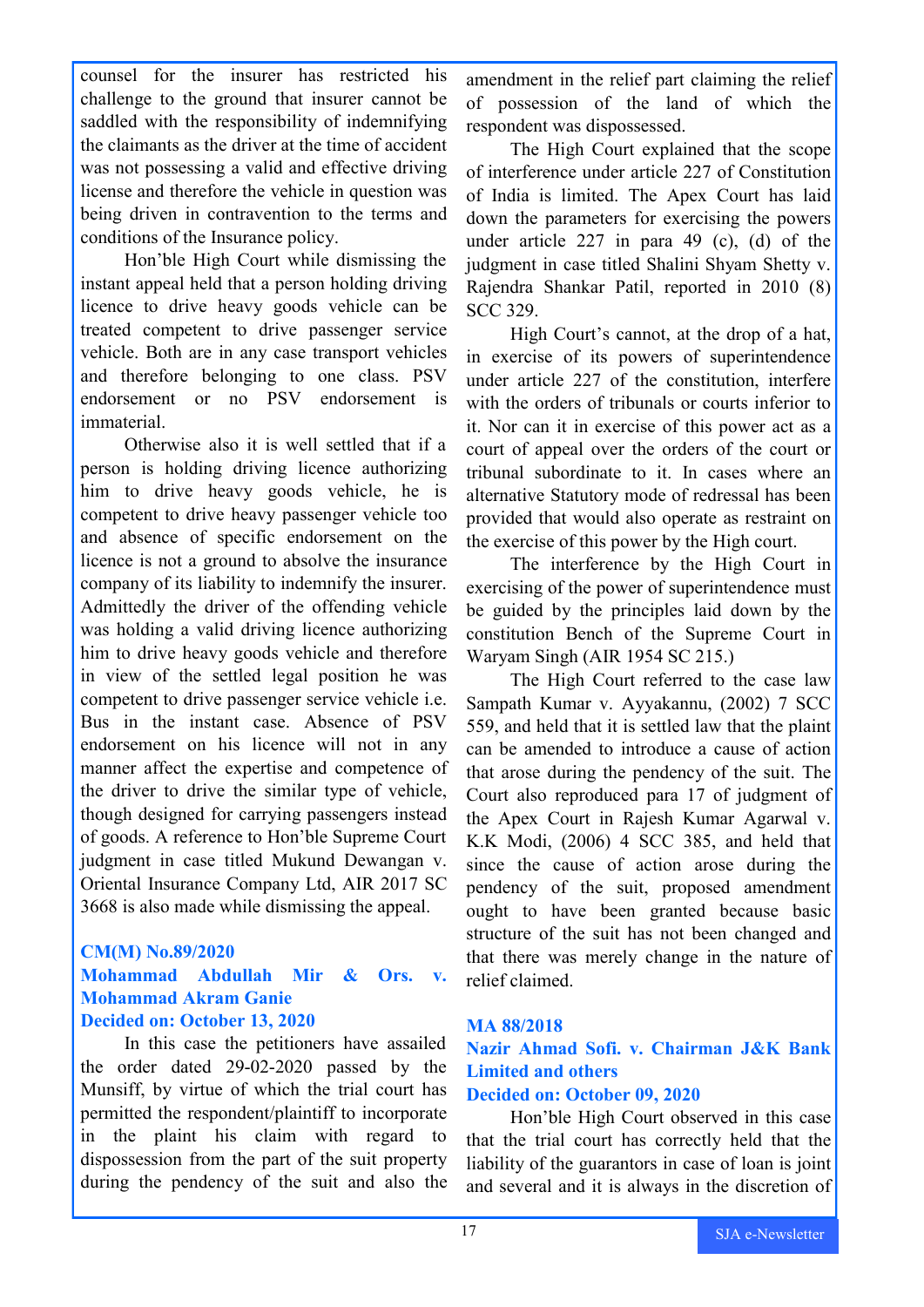counsel for the insurer has restricted his challenge to the ground that insurer cannot be saddled with the responsibility of indemnifying the claimants as the driver at the time of accident was not possessing a valid and effective driving license and therefore the vehicle in question was being driven in contravention to the terms and conditions of the Insurance policy.

Hon'ble High Court while dismissing the instant appeal held that a person holding driving licence to drive heavy goods vehicle can be treated competent to drive passenger service vehicle. Both are in any case transport vehicles and therefore belonging to one class. PSV endorsement or no PSV endorsement is immaterial.

Otherwise also it is well settled that if a person is holding driving licence authorizing him to drive heavy goods vehicle, he is competent to drive heavy passenger vehicle too and absence of specific endorsement on the licence is not a ground to absolve the insurance company of its liability to indemnify the insurer. Admittedly the driver of the offending vehicle was holding a valid driving licence authorizing him to drive heavy goods vehicle and therefore in view of the settled legal position he was competent to drive passenger service vehicle i.e. Bus in the instant case. Absence of PSV endorsement on his licence will not in any manner affect the expertise and competence of the driver to drive the similar type of vehicle, though designed for carrying passengers instead of goods. A reference to Hon'ble Supreme Court judgment in case titled Mukund Dewangan v. Oriental Insurance Company Ltd, AIR 2017 SC 3668 is also made while dismissing the appeal.

### CM(M) No.89/2020
### Mohammad Abdullah Mir & Ors. v. Mohammad Akram Ganie
### Decided on: October 13, 2020

In this case the petitioners have assailed the order dated 29-02-2020 passed by the Munsiff, by virtue of which the trial court has permitted the respondent/plaintiff to incorporate in the plaint his claim with regard to dispossession from the part of the suit property during the pendency of the suit and also the amendment in the relief part claiming the relief of possession of the land of which the respondent was dispossessed.

The High Court explained that the scope of interference under article 227 of Constitution of India is limited. The Apex Court has laid down the parameters for exercising the powers under article 227 in para 49 (c), (d) of the judgment in case titled Shalini Shyam Shetty v. Rajendra Shankar Patil, reported in 2010 (8) SCC 329.

High Court's cannot, at the drop of a hat, in exercise of its powers of superintendence under article 227 of the constitution, interfere with the orders of tribunals or courts inferior to it. Nor can it in exercise of this power act as a court of appeal over the orders of the court or tribunal subordinate to it. In cases where an alternative Statutory mode of redressal has been provided that would also operate as restraint on the exercise of this power by the High court.

The interference by the High Court in exercising of the power of superintendence must be guided by the principles laid down by the constitution Bench of the Supreme Court in Waryam Singh (AIR 1954 SC 215.)

The High Court referred to the case law Sampath Kumar v. Ayyakannu, (2002) 7 SCC 559, and held that it is settled law that the plaint can be amended to introduce a cause of action that arose during the pendency of the suit. The Court also reproduced para 17 of judgment of the Apex Court in Rajesh Kumar Agarwal v. K.K Modi, (2006) 4 SCC 385, and held that since the cause of action arose during the pendency of the suit, proposed amendment ought to have been granted because basic structure of the suit has not been changed and that there was merely change in the nature of relief claimed.

### MA 88/2018
### Nazir Ahmad Sofi. v. Chairman J&K Bank Limited and others
### Decided on: October 09, 2020

Hon'ble High Court observed in this case that the trial court has correctly held that the liability of the guarantors in case of loan is joint and several and it is always in the discretion of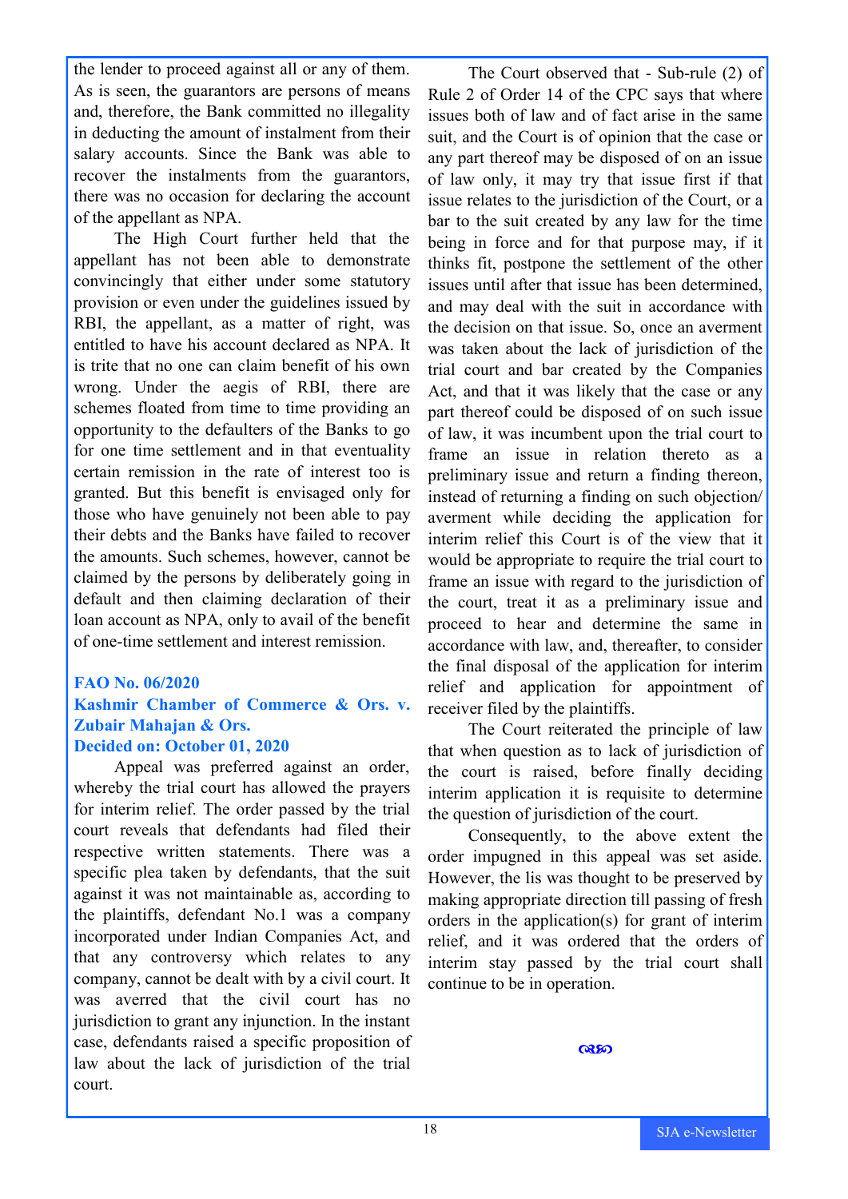the lender to proceed against all or any of them. As is seen, the guarantors are persons of means and, therefore, the Bank committed no illegality in deducting the amount of instalment from their salary accounts. Since the Bank was able to recover the instalments from the guarantors, there was no occasion for declaring the account of the appellant as NPA.

The High Court further held that the appellant has not been able to demonstrate convincingly that either under some statutory provision or even under the guidelines issued by RBI, the appellant, as a matter of right, was entitled to have his account declared as NPA. It is trite that no one can claim benefit of his own wrong. Under the aegis of RBI, there are schemes floated from time to time providing an opportunity to the defaulters of the Banks to go for one time settlement and in that eventuality certain remission in the rate of interest too is granted. But this benefit is envisaged only for those who have genuinely not been able to pay their debts and the Banks have failed to recover the amounts. Such schemes, however, cannot be claimed by the persons by deliberately going in default and then claiming declaration of their loan account as NPA, only to avail of the benefit of one-time settlement and interest remission.

**FAO No. 06/2020**
**Kashmir Chamber of Commerce & Ors. v. Zubair Mahajan & Ors.**
**Decided on: October 01, 2020**

Appeal was preferred against an order, whereby the trial court has allowed the prayers for interim relief. The order passed by the trial court reveals that defendants had filed their respective written statements. There was a specific plea taken by defendants, that the suit against it was not maintainable as, according to the plaintiffs, defendant No.1 was a company incorporated under Indian Companies Act, and that any controversy which relates to any company, cannot be dealt with by a civil court. It was averred that the civil court has no jurisdiction to grant any injunction. In the instant case, defendants raised a specific proposition of law about the lack of jurisdiction of the trial court.

The Court observed that - Sub-rule (2) of Rule 2 of Order 14 of the CPC says that where issues both of law and of fact arise in the same suit, and the Court is of opinion that the case or any part thereof may be disposed of on an issue of law only, it may try that issue first if that issue relates to the jurisdiction of the Court, or a bar to the suit created by any law for the time being in force and for that purpose may, if it thinks fit, postpone the settlement of the other issues until after that issue has been determined, and may deal with the suit in accordance with the decision on that issue. So, once an averment was taken about the lack of jurisdiction of the trial court and bar created by the Companies Act, and that it was likely that the case or any part thereof could be disposed of on such issue of law, it was incumbent upon the trial court to frame an issue in relation thereto as a preliminary issue and return a finding thereon, instead of returning a finding on such objection/ averment while deciding the application for interim relief this Court is of the view that it would be appropriate to require the trial court to frame an issue with regard to the jurisdiction of the court, treat it as a preliminary issue and proceed to hear and determine the same in accordance with law, and, thereafter, to consider the final disposal of the application for interim relief and application for appointment of receiver filed by the plaintiffs.

The Court reiterated the principle of law that when question as to lack of jurisdiction of the court is raised, before finally deciding interim application it is requisite to determine the question of jurisdiction of the court.

Consequently, to the above extent the order impugned in this appeal was set aside. However, the lis was thought to be preserved by making appropriate direction till passing of fresh orders in the application(s) for grant of interim relief, and it was ordered that the orders of interim stay passed by the trial court shall continue to be in operation.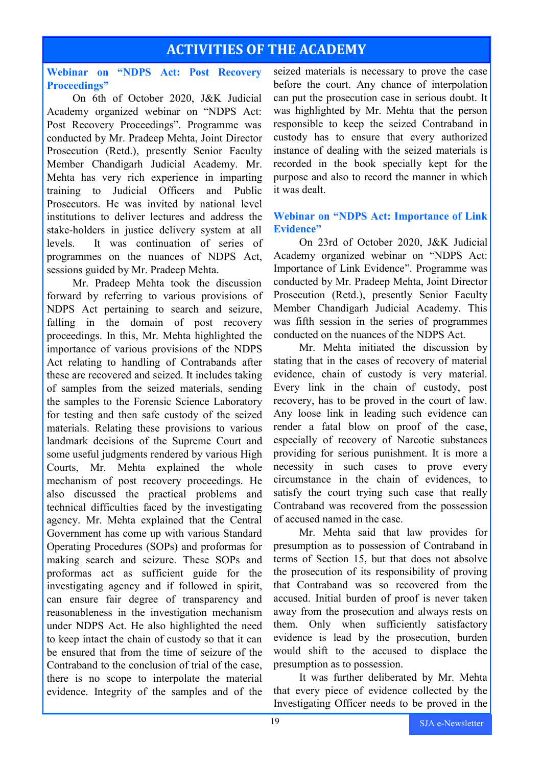# ACTIVITIES OF THE ACADEMY

### Webinar on "NDPS Act: Post Recovery Proceedings"

On 6th of October 2020, J&K Judicial Academy organized webinar on "NDPS Act: Post Recovery Proceedings". Programme was conducted by Mr. Pradeep Mehta, Joint Director Prosecution (Retd.), presently Senior Faculty Member Chandigarh Judicial Academy. Mr. Mehta has very rich experience in imparting training to Judicial Officers and Public Prosecutors. He was invited by national level institutions to deliver lectures and address the stake-holders in justice delivery system at all levels. It was continuation of series of programmes on the nuances of NDPS Act, sessions guided by Mr. Pradeep Mehta.

Mr. Pradeep Mehta took the discussion forward by referring to various provisions of NDPS Act pertaining to search and seizure, falling in the domain of post recovery proceedings. In this, Mr. Mehta highlighted the importance of various provisions of the NDPS Act relating to handling of Contrabands after these are recovered and seized. It includes taking of samples from the seized materials, sending the samples to the Forensic Science Laboratory for testing and then safe custody of the seized materials. Relating these provisions to various landmark decisions of the Supreme Court and some useful judgments rendered by various High Courts, Mr. Mehta explained the whole mechanism of post recovery proceedings. He also discussed the practical problems and technical difficulties faced by the investigating agency. Mr. Mehta explained that the Central Government has come up with various Standard Operating Procedures (SOPs) and proformas for making search and seizure. These SOPs and proformas act as sufficient guide for the investigating agency and if followed in spirit, can ensure fair degree of transparency and reasonableness in the investigation mechanism under NDPS Act. He also highlighted the need to keep intact the chain of custody so that it can be ensured that from the time of seizure of the Contraband to the conclusion of trial of the case, there is no scope to interpolate the material evidence. Integrity of the samples and of the seized materials is necessary to prove the case before the court. Any chance of interpolation can put the prosecution case in serious doubt. It was highlighted by Mr. Mehta that the person responsible to keep the seized Contraband in custody has to ensure that every authorized instance of dealing with the seized materials is recorded in the book specially kept for the purpose and also to record the manner in which it was dealt.

### Webinar on "NDPS Act: Importance of Link Evidence"

On 23rd of October 2020, J&K Judicial Academy organized webinar on "NDPS Act: Importance of Link Evidence". Programme was conducted by Mr. Pradeep Mehta, Joint Director Prosecution (Retd.), presently Senior Faculty Member Chandigarh Judicial Academy. This was fifth session in the series of programmes conducted on the nuances of the NDPS Act.

Mr. Mehta initiated the discussion by stating that in the cases of recovery of material evidence, chain of custody is very material. Every link in the chain of custody, post recovery, has to be proved in the court of law. Any loose link in leading such evidence can render a fatal blow on proof of the case, especially of recovery of Narcotic substances providing for serious punishment. It is more a necessity in such cases to prove every circumstance in the chain of evidences, to satisfy the court trying such case that really Contraband was recovered from the possession of accused named in the case.

Mr. Mehta said that law provides for presumption as to possession of Contraband in terms of Section 15, but that does not absolve the prosecution of its responsibility of proving that Contraband was so recovered from the accused. Initial burden of proof is never taken away from the prosecution and always rests on them. Only when sufficiently satisfactory evidence is lead by the prosecution, burden would shift to the accused to displace the presumption as to possession.

It was further deliberated by Mr. Mehta that every piece of evidence collected by the Investigating Officer needs to be proved in the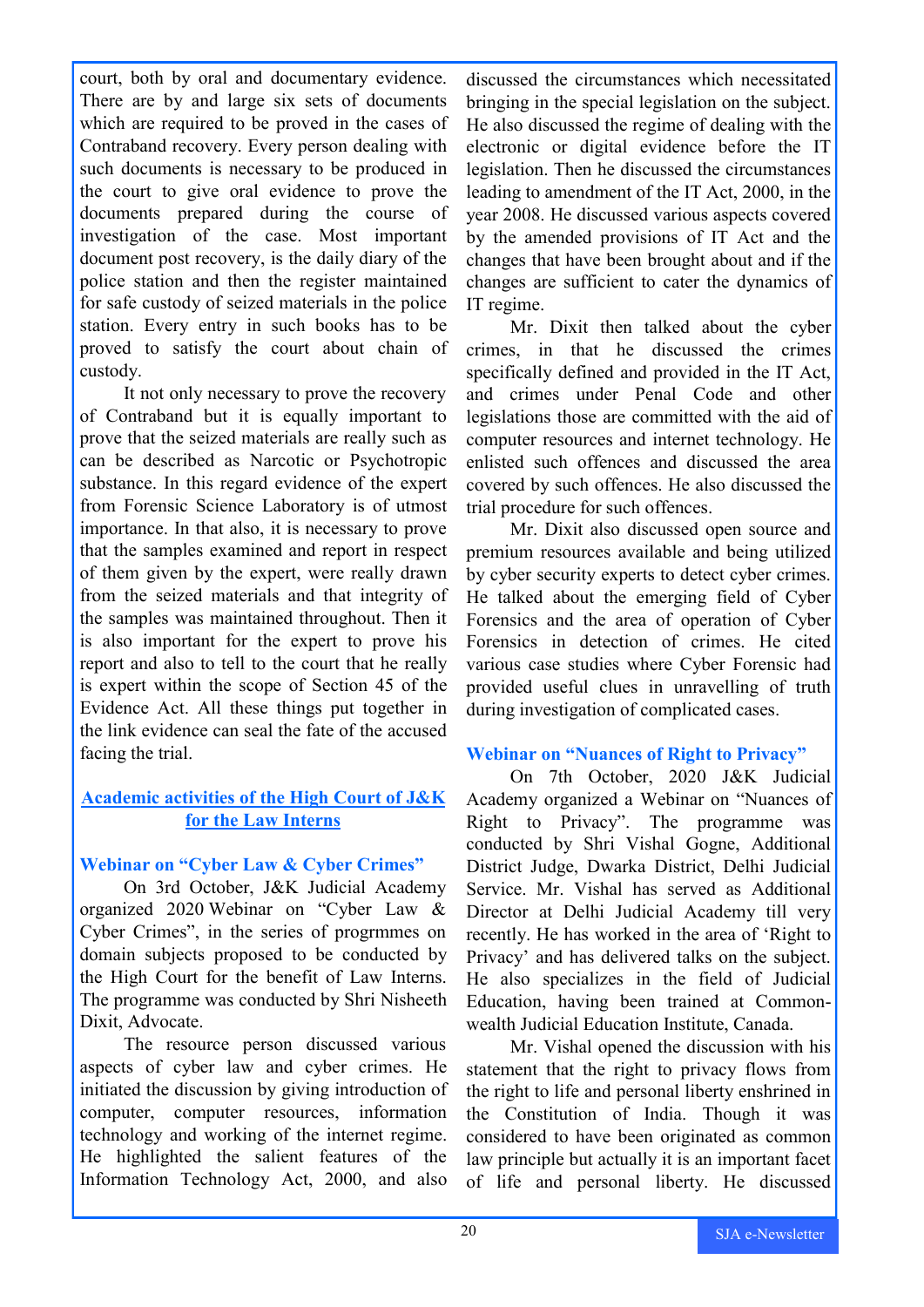court, both by oral and documentary evidence. There are by and large six sets of documents which are required to be proved in the cases of Contraband recovery. Every person dealing with such documents is necessary to be produced in the court to give oral evidence to prove the documents prepared during the course of investigation of the case. Most important document post recovery, is the daily diary of the police station and then the register maintained for safe custody of seized materials in the police station. Every entry in such books has to be proved to satisfy the court about chain of custody.

It not only necessary to prove the recovery of Contraband but it is equally important to prove that the seized materials are really such as can be described as Narcotic or Psychotropic substance. In this regard evidence of the expert from Forensic Science Laboratory is of utmost importance. In that also, it is necessary to prove that the samples examined and report in respect of them given by the expert, were really drawn from the seized materials and that integrity of the samples was maintained throughout. Then it is also important for the expert to prove his report and also to tell to the court that he really is expert within the scope of Section 45 of the Evidence Act. All these things put together in the link evidence can seal the fate of the accused facing the trial.

## Academic activities of the High Court of J&K for the Law Interns

### Webinar on "Cyber Law & Cyber Crimes"

On 3rd October, J&K Judicial Academy organized 2020 Webinar on "Cyber Law & Cyber Crimes", in the series of progrmmes on domain subjects proposed to be conducted by the High Court for the benefit of Law Interns. The programme was conducted by Shri Nisheeth Dixit, Advocate.

The resource person discussed various aspects of cyber law and cyber crimes. He initiated the discussion by giving introduction of computer, computer resources, information technology and working of the internet regime. He highlighted the salient features of the Information Technology Act, 2000, and also discussed the circumstances which necessitated bringing in the special legislation on the subject. He also discussed the regime of dealing with the electronic or digital evidence before the IT legislation. Then he discussed the circumstances leading to amendment of the IT Act, 2000, in the year 2008. He discussed various aspects covered by the amended provisions of IT Act and the changes that have been brought about and if the changes are sufficient to cater the dynamics of IT regime.

Mr. Dixit then talked about the cyber crimes, in that he discussed the crimes specifically defined and provided in the IT Act, and crimes under Penal Code and other legislations those are committed with the aid of computer resources and internet technology. He enlisted such offences and discussed the area covered by such offences. He also discussed the trial procedure for such offences.

Mr. Dixit also discussed open source and premium resources available and being utilized by cyber security experts to detect cyber crimes. He talked about the emerging field of Cyber Forensics and the area of operation of Cyber Forensics in detection of crimes. He cited various case studies where Cyber Forensic had provided useful clues in unravelling of truth during investigation of complicated cases.

### Webinar on "Nuances of Right to Privacy"

On 7th October, 2020 J&K Judicial Academy organized a Webinar on "Nuances of Right to Privacy". The programme was conducted by Shri Vishal Gogne, Additional District Judge, Dwarka District, Delhi Judicial Service. Mr. Vishal has served as Additional Director at Delhi Judicial Academy till very recently. He has worked in the area of 'Right to Privacy' and has delivered talks on the subject. He also specializes in the field of Judicial Education, having been trained at Commonwealth Judicial Education Institute, Canada.

Mr. Vishal opened the discussion with his statement that the right to privacy flows from the right to life and personal liberty enshrined in the Constitution of India. Though it was considered to have been originated as common law principle but actually it is an important facet of life and personal liberty. He discussed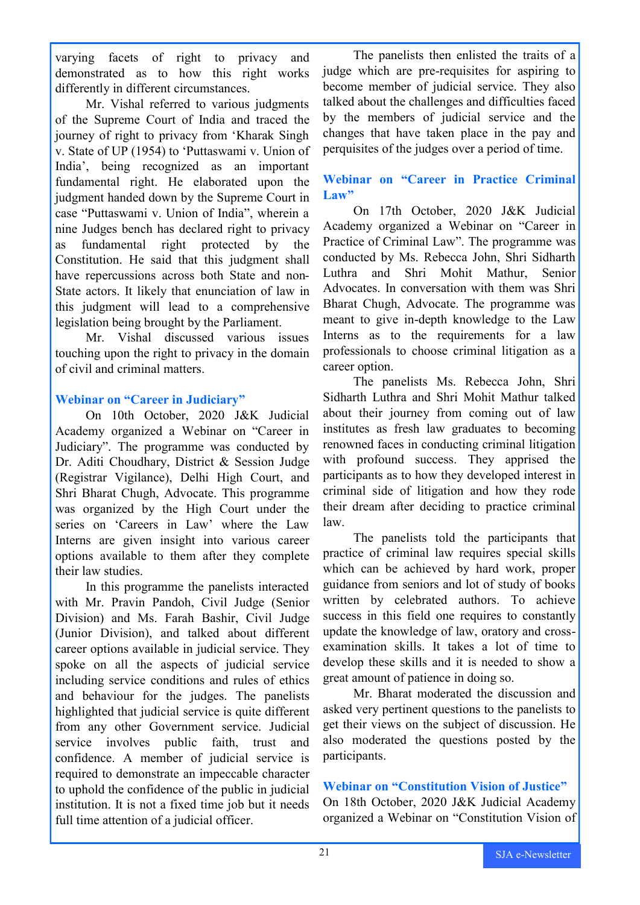varying facets of right to privacy and demonstrated as to how this right works differently in different circumstances.

Mr. Vishal referred to various judgments of the Supreme Court of India and traced the journey of right to privacy from 'Kharak Singh v. State of UP (1954) to 'Puttaswami v. Union of India', being recognized as an important fundamental right. He elaborated upon the judgment handed down by the Supreme Court in case "Puttaswami v. Union of India", wherein a nine Judges bench has declared right to privacy as fundamental right protected by the Constitution. He said that this judgment shall have repercussions across both State and non-State actors. It likely that enunciation of law in this judgment will lead to a comprehensive legislation being brought by the Parliament.

Mr. Vishal discussed various issues touching upon the right to privacy in the domain of civil and criminal matters.

### Webinar on "Career in Judiciary"

On 10th October, 2020 J&K Judicial Academy organized a Webinar on "Career in Judiciary". The programme was conducted by Dr. Aditi Choudhary, District & Session Judge (Registrar Vigilance), Delhi High Court, and Shri Bharat Chugh, Advocate. This programme was organized by the High Court under the series on 'Careers in Law' where the Law Interns are given insight into various career options available to them after they complete their law studies.

In this programme the panelists interacted with Mr. Pravin Pandoh, Civil Judge (Senior Division) and Ms. Farah Bashir, Civil Judge (Junior Division), and talked about different career options available in judicial service. They spoke on all the aspects of judicial service including service conditions and rules of ethics and behaviour for the judges. The panelists highlighted that judicial service is quite different from any other Government service. Judicial service involves public faith, trust and confidence. A member of judicial service is required to demonstrate an impeccable character to uphold the confidence of the public in judicial institution. It is not a fixed time job but it needs full time attention of a judicial officer.

The panelists then enlisted the traits of a judge which are pre-requisites for aspiring to become member of judicial service. They also talked about the challenges and difficulties faced by the members of judicial service and the changes that have taken place in the pay and perquisites of the judges over a period of time.

### Webinar on "Career in Practice Criminal Law"

On 17th October, 2020 J&K Judicial Academy organized a Webinar on "Career in Practice of Criminal Law". The programme was conducted by Ms. Rebecca John, Shri Sidharth Luthra and Shri Mohit Mathur, Senior Advocates. In conversation with them was Shri Bharat Chugh, Advocate. The programme was meant to give in-depth knowledge to the Law Interns as to the requirements for a law professionals to choose criminal litigation as a career option.

The panelists Ms. Rebecca John, Shri Sidharth Luthra and Shri Mohit Mathur talked about their journey from coming out of law institutes as fresh law graduates to becoming renowned faces in conducting criminal litigation with profound success. They apprised the participants as to how they developed interest in criminal side of litigation and how they rode their dream after deciding to practice criminal law.

The panelists told the participants that practice of criminal law requires special skills which can be achieved by hard work, proper guidance from seniors and lot of study of books written by celebrated authors. To achieve success in this field one requires to constantly update the knowledge of law, oratory and cross-examination skills. It takes a lot of time to develop these skills and it is needed to show a great amount of patience in doing so.

Mr. Bharat moderated the discussion and asked very pertinent questions to the panelists to get their views on the subject of discussion. He also moderated the questions posted by the participants.

### Webinar on "Constitution Vision of Justice"

On 18th October, 2020 J&K Judicial Academy organized a Webinar on "Constitution Vision of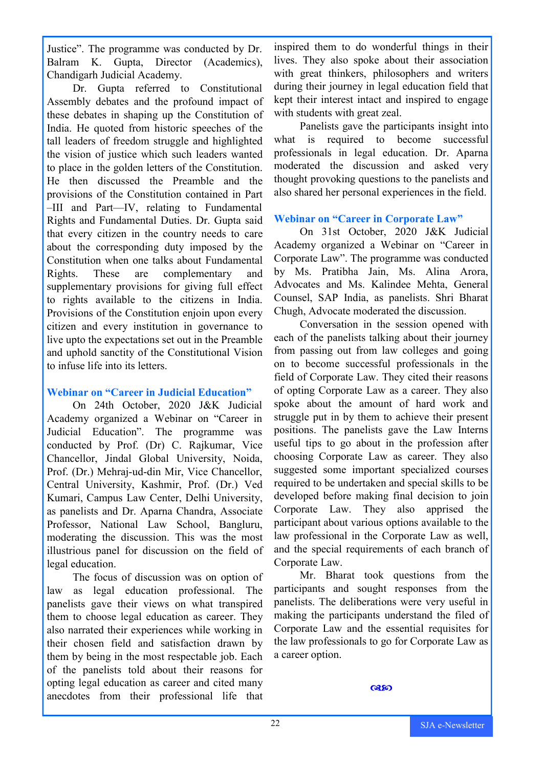Justice". The programme was conducted by Dr. Balram K. Gupta, Director (Academics), Chandigarh Judicial Academy.

Dr. Gupta referred to Constitutional Assembly debates and the profound impact of these debates in shaping up the Constitution of India. He quoted from historic speeches of the tall leaders of freedom struggle and highlighted the vision of justice which such leaders wanted to place in the golden letters of the Constitution. He then discussed the Preamble and the provisions of the Constitution contained in Part –III and Part—IV, relating to Fundamental Rights and Fundamental Duties. Dr. Gupta said that every citizen in the country needs to care about the corresponding duty imposed by the Constitution when one talks about Fundamental Rights. These are complementary and supplementary provisions for giving full effect to rights available to the citizens in India. Provisions of the Constitution enjoin upon every citizen and every institution in governance to live upto the expectations set out in the Preamble and uphold sanctity of the Constitutional Vision to infuse life into its letters.

### Webinar on "Career in Judicial Education"

On 24th October, 2020 J&K Judicial Academy organized a Webinar on "Career in Judicial Education". The programme was conducted by Prof. (Dr) C. Rajkumar, Vice Chancellor, Jindal Global University, Noida, Prof. (Dr.) Mehraj-ud-din Mir, Vice Chancellor, Central University, Kashmir, Prof. (Dr.) Ved Kumari, Campus Law Center, Delhi University, as panelists and Dr. Aparna Chandra, Associate Professor, National Law School, Bangluru, moderating the discussion. This was the most illustrious panel for discussion on the field of legal education.

The focus of discussion was on option of law as legal education professional. The panelists gave their views on what transpired them to choose legal education as career. They also narrated their experiences while working in their chosen field and satisfaction drawn by them by being in the most respectable job. Each of the panelists told about their reasons for opting legal education as career and cited many anecdotes from their professional life that inspired them to do wonderful things in their lives. They also spoke about their association with great thinkers, philosophers and writers during their journey in legal education field that kept their interest intact and inspired to engage with students with great zeal.

Panelists gave the participants insight into what is required to become successful professionals in legal education. Dr. Aparna moderated the discussion and asked very thought provoking questions to the panelists and also shared her personal experiences in the field.

### Webinar on "Career in Corporate Law"

On 31st October, 2020 J&K Judicial Academy organized a Webinar on "Career in Corporate Law". The programme was conducted by Ms. Pratibha Jain, Ms. Alina Arora, Advocates and Ms. Kalindee Mehta, General Counsel, SAP India, as panelists. Shri Bharat Chugh, Advocate moderated the discussion.

Conversation in the session opened with each of the panelists talking about their journey from passing out from law colleges and going on to become successful professionals in the field of Corporate Law. They cited their reasons of opting Corporate Law as a career. They also spoke about the amount of hard work and struggle put in by them to achieve their present positions. The panelists gave the Law Interns useful tips to go about in the profession after choosing Corporate Law as career. They also suggested some important specialized courses required to be undertaken and special skills to be developed before making final decision to join Corporate Law. They also apprised the participant about various options available to the law professional in the Corporate Law as well, and the special requirements of each branch of Corporate Law.

Mr. Bharat took questions from the participants and sought responses from the panelists. The deliberations were very useful in making the participants understand the filed of Corporate Law and the essential requisites for the law professionals to go for Corporate Law as a career option.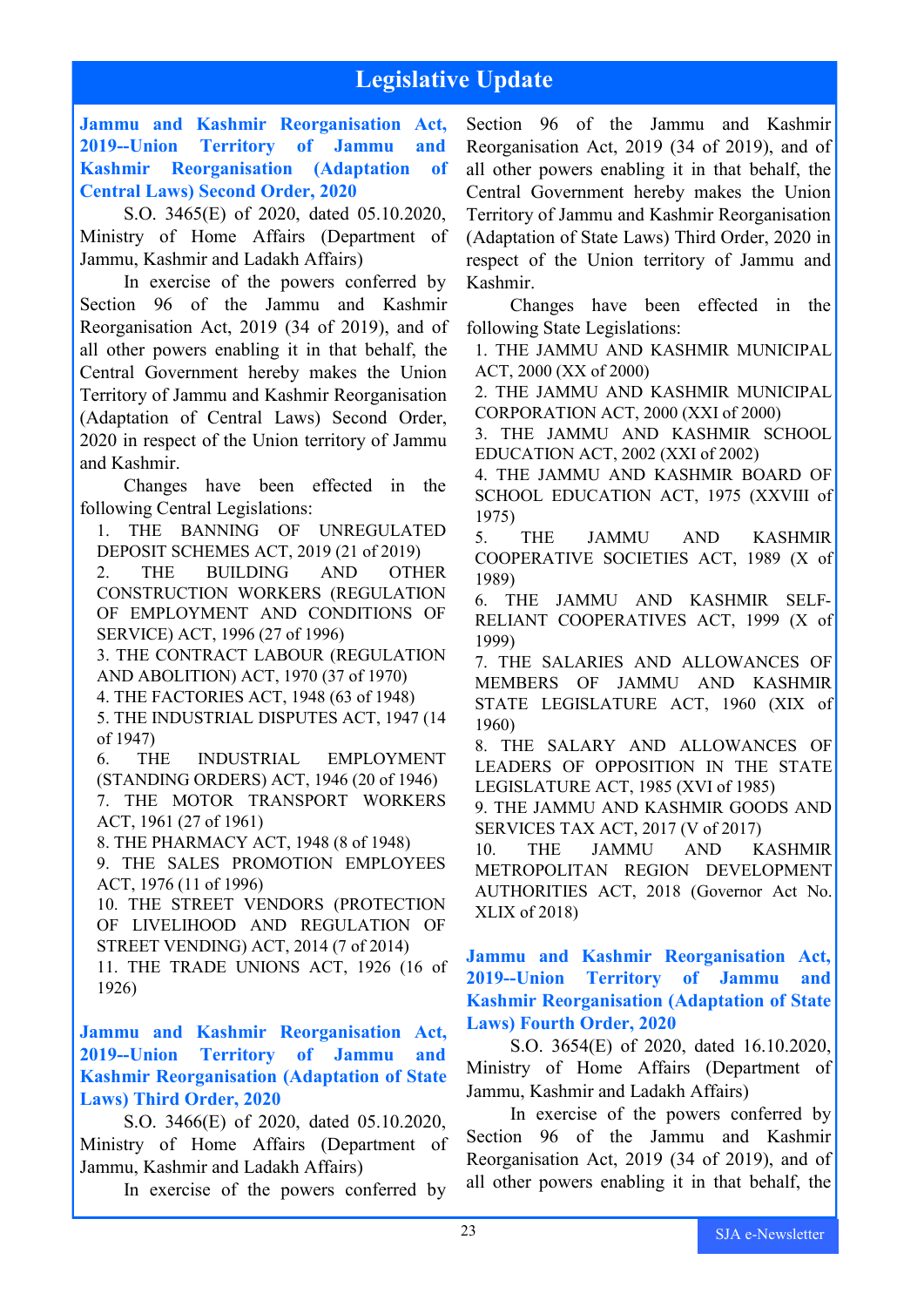# Legislative Update

### Jammu and Kashmir Reorganisation Act, 2019--Union Territory of Jammu and Kashmir Reorganisation (Adaptation of Central Laws) Second Order, 2020

S.O. 3465(E) of 2020, dated 05.10.2020, Ministry of Home Affairs (Department of Jammu, Kashmir and Ladakh Affairs)

In exercise of the powers conferred by Section 96 of the Jammu and Kashmir Reorganisation Act, 2019 (34 of 2019), and of all other powers enabling it in that behalf, the Central Government hereby makes the Union Territory of Jammu and Kashmir Reorganisation (Adaptation of Central Laws) Second Order, 2020 in respect of the Union territory of Jammu and Kashmir.

Changes have been effected in the following Central Legislations:

1. THE BANNING OF UNREGULATED DEPOSIT SCHEMES ACT, 2019 (21 of 2019)
2. THE BUILDING AND OTHER CONSTRUCTION WORKERS (REGULATION OF EMPLOYMENT AND CONDITIONS OF SERVICE) ACT, 1996 (27 of 1996)
3. THE CONTRACT LABOUR (REGULATION AND ABOLITION) ACT, 1970 (37 of 1970)
4. THE FACTORIES ACT, 1948 (63 of 1948)
5. THE INDUSTRIAL DISPUTES ACT, 1947 (14 of 1947)
6. THE INDUSTRIAL EMPLOYMENT (STANDING ORDERS) ACT, 1946 (20 of 1946)
7. THE MOTOR TRANSPORT WORKERS ACT, 1961 (27 of 1961)
8. THE PHARMACY ACT, 1948 (8 of 1948)
9. THE SALES PROMOTION EMPLOYEES ACT, 1976 (11 of 1996)
10. THE STREET VENDORS (PROTECTION OF LIVELIHOOD AND REGULATION OF STREET VENDING) ACT, 2014 (7 of 2014)
11. THE TRADE UNIONS ACT, 1926 (16 of 1926)

### Jammu and Kashmir Reorganisation Act, 2019--Union Territory of Jammu and Kashmir Reorganisation (Adaptation of State Laws) Third Order, 2020

S.O. 3466(E) of 2020, dated 05.10.2020, Ministry of Home Affairs (Department of Jammu, Kashmir and Ladakh Affairs)

In exercise of the powers conferred by Section 96 of the Jammu and Kashmir Reorganisation Act, 2019 (34 of 2019), and of all other powers enabling it in that behalf, the Central Government hereby makes the Union Territory of Jammu and Kashmir Reorganisation (Adaptation of State Laws) Third Order, 2020 in respect of the Union territory of Jammu and Kashmir.

Changes have been effected in the following State Legislations:

1. THE JAMMU AND KASHMIR MUNICIPAL ACT, 2000 (XX of 2000)
2. THE JAMMU AND KASHMIR MUNICIPAL CORPORATION ACT, 2000 (XXI of 2000)
3. THE JAMMU AND KASHMIR SCHOOL EDUCATION ACT, 2002 (XXI of 2002)
4. THE JAMMU AND KASHMIR BOARD OF SCHOOL EDUCATION ACT, 1975 (XXVIII of 1975)
5. THE JAMMU AND KASHMIR COOPERATIVE SOCIETIES ACT, 1989 (X of 1989)
6. THE JAMMU AND KASHMIR SELF-RELIANT COOPERATIVES ACT, 1999 (X of 1999)
7. THE SALARIES AND ALLOWANCES OF MEMBERS OF JAMMU AND KASHMIR STATE LEGISLATURE ACT, 1960 (XIX of 1960)
8. THE SALARY AND ALLOWANCES OF LEADERS OF OPPOSITION IN THE STATE LEGISLATURE ACT, 1985 (XVI of 1985)
9. THE JAMMU AND KASHMIR GOODS AND SERVICES TAX ACT, 2017 (V of 2017)
10. THE JAMMU AND KASHMIR METROPOLITAN REGION DEVELOPMENT AUTHORITIES ACT, 2018 (Governor Act No. XLIX of 2018)

### Jammu and Kashmir Reorganisation Act, 2019--Union Territory of Jammu and Kashmir Reorganisation (Adaptation of State Laws) Fourth Order, 2020

S.O. 3654(E) of 2020, dated 16.10.2020, Ministry of Home Affairs (Department of Jammu, Kashmir and Ladakh Affairs)

In exercise of the powers conferred by Section 96 of the Jammu and Kashmir Reorganisation Act, 2019 (34 of 2019), and of all other powers enabling it in that behalf, the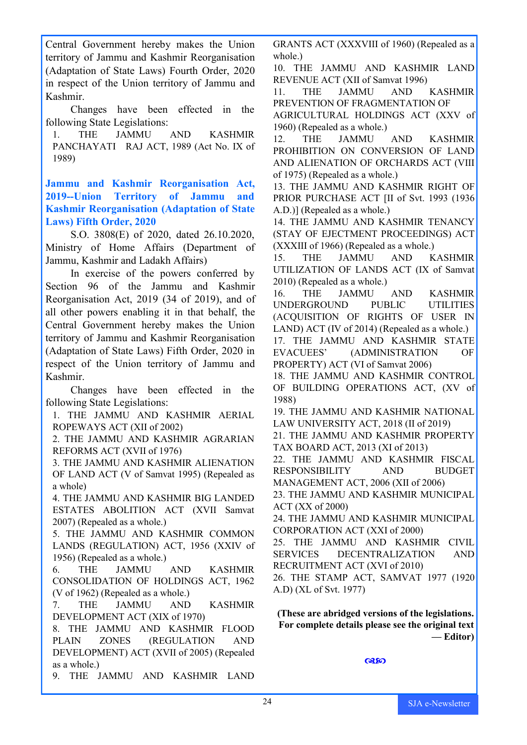Central Government hereby makes the Union territory of Jammu and Kashmir Reorganisation (Adaptation of State Laws) Fourth Order, 2020 in respect of the Union territory of Jammu and Kashmir.

Changes have been effected in the following State Legislations:

1. THE JAMMU AND KASHMIR PANCHAYATI RAJ ACT, 1989 (Act No. IX of 1989)

## Jammu and Kashmir Reorganisation Act, 2019--Union Territory of Jammu and Kashmir Reorganisation (Adaptation of State Laws) Fifth Order, 2020

S.O. 3808(E) of 2020, dated 26.10.2020, Ministry of Home Affairs (Department of Jammu, Kashmir and Ladakh Affairs)

In exercise of the powers conferred by Section 96 of the Jammu and Kashmir Reorganisation Act, 2019 (34 of 2019), and of all other powers enabling it in that behalf, the Central Government hereby makes the Union territory of Jammu and Kashmir Reorganisation (Adaptation of State Laws) Fifth Order, 2020 in respect of the Union territory of Jammu and Kashmir.

Changes have been effected in the following State Legislations:

1. THE JAMMU AND KASHMIR AERIAL ROPEWAYS ACT (XII of 2002)
2. THE JAMMU AND KASHMIR AGRARIAN REFORMS ACT (XVII of 1976)
3. THE JAMMU AND KASHMIR ALIENATION OF LAND ACT (V of Samvat 1995) (Repealed as a whole)
4. THE JAMMU AND KASHMIR BIG LANDED ESTATES ABOLITION ACT (XVII Samvat 2007) (Repealed as a whole.)
5. THE JAMMU AND KASHMIR COMMON LANDS (REGULATION) ACT, 1956 (XXIV of 1956) (Repealed as a whole.)
6. THE JAMMU AND KASHMIR CONSOLIDATION OF HOLDINGS ACT, 1962 (V of 1962) (Repealed as a whole.)
7. THE JAMMU AND KASHMIR DEVELOPMENT ACT (XIX of 1970)
8. THE JAMMU AND KASHMIR FLOOD PLAIN ZONES (REGULATION AND DEVELOPMENT) ACT (XVII of 2005) (Repealed as a whole.)
9. THE JAMMU AND KASHMIR LAND GRANTS ACT (XXXVIII of 1960) (Repealed as a whole.)
10. THE JAMMU AND KASHMIR LAND REVENUE ACT (XII of Samvat 1996)
11. THE JAMMU AND KASHMIR PREVENTION OF FRAGMENTATION OF AGRICULTURAL HOLDINGS ACT (XXV of 1960) (Repealed as a whole.)
12. THE JAMMU AND KASHMIR PROHIBITION ON CONVERSION OF LAND AND ALIENATION OF ORCHARDS ACT (VIII of 1975) (Repealed as a whole.)
13. THE JAMMU AND KASHMIR RIGHT OF PRIOR PURCHASE ACT [II of Svt. 1993 (1936 A.D.)] (Repealed as a whole.)
14. THE JAMMU AND KASHMIR TENANCY (STAY OF EJECTMENT PROCEEDINGS) ACT (XXXIII of 1966) (Repealed as a whole.)
15. THE JAMMU AND KASHMIR UTILIZATION OF LANDS ACT (IX of Samvat 2010) (Repealed as a whole.)
16. THE JAMMU AND KASHMIR UNDERGROUND PUBLIC UTILITIES (ACQUISITION OF RIGHTS OF USER IN LAND) ACT (IV of 2014) (Repealed as a whole.)
17. THE JAMMU AND KASHMIR STATE EVACUEES' (ADMINISTRATION OF PROPERTY) ACT (VI of Samvat 2006)
18. THE JAMMU AND KASHMIR CONTROL OF BUILDING OPERATIONS ACT, (XV of 1988)
19. THE JAMMU AND KASHMIR NATIONAL LAW UNIVERSITY ACT, 2018 (II of 2019)
21. THE JAMMU AND KASHMIR PROPERTY TAX BOARD ACT, 2013 (XI of 2013)
22. THE JAMMU AND KASHMIR FISCAL RESPONSIBILITY AND BUDGET MANAGEMENT ACT, 2006 (XII of 2006)
23. THE JAMMU AND KASHMIR MUNICIPAL ACT (XX of 2000)
24. THE JAMMU AND KASHMIR MUNICIPAL CORPORATION ACT (XXI of 2000)
25. THE JAMMU AND KASHMIR CIVIL SERVICES DECENTRALIZATION AND RECRUITMENT ACT (XVI of 2010)
26. THE STAMP ACT, SAMVAT 1977 (1920 A.D) (XL of Svt. 1977)

**(These are abridged versions of the legislations. For complete details please see the original text — Editor)**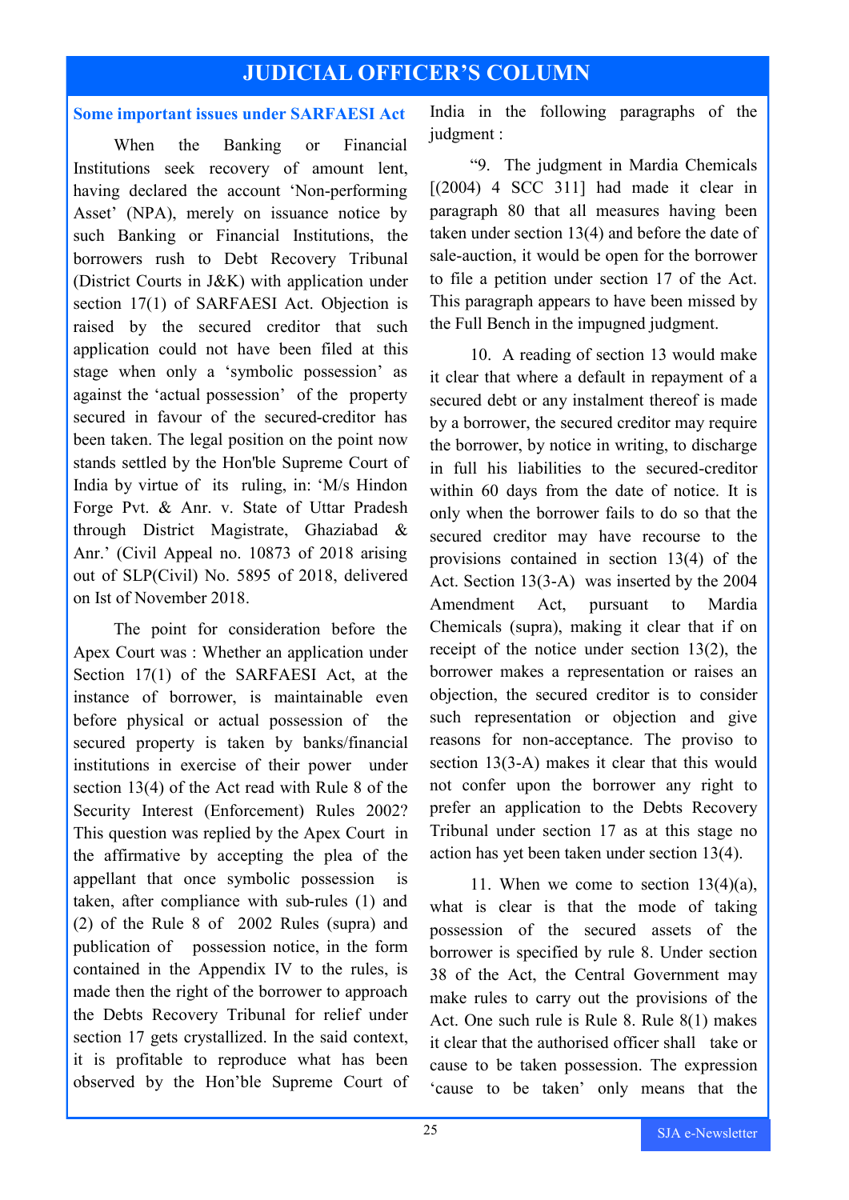# JUDICIAL OFFICER'S COLUMN

## Some important issues under SARFAESI Act

When the Banking or Financial Institutions seek recovery of amount lent, having declared the account 'Non-performing Asset' (NPA), merely on issuance notice by such Banking or Financial Institutions, the borrowers rush to Debt Recovery Tribunal (District Courts in J&K) with application under section 17(1) of SARFAESI Act. Objection is raised by the secured creditor that such application could not have been filed at this stage when only a 'symbolic possession' as against the 'actual possession' of the property secured in favour of the secured-creditor has been taken. The legal position on the point now stands settled by the Hon'ble Supreme Court of India by virtue of its ruling, in: 'M/s Hindon Forge Pvt. & Anr. v. State of Uttar Pradesh through District Magistrate, Ghaziabad & Anr.' (Civil Appeal no. 10873 of 2018 arising out of SLP(Civil) No. 5895 of 2018, delivered on Ist of November 2018.

The point for consideration before the Apex Court was : Whether an application under Section 17(1) of the SARFAESI Act, at the instance of borrower, is maintainable even before physical or actual possession of the secured property is taken by banks/financial institutions in exercise of their power under section 13(4) of the Act read with Rule 8 of the Security Interest (Enforcement) Rules 2002? This question was replied by the Apex Court in the affirmative by accepting the plea of the appellant that once symbolic possession is taken, after compliance with sub-rules (1) and (2) of the Rule 8 of 2002 Rules (supra) and publication of possession notice, in the form contained in the Appendix IV to the rules, is made then the right of the borrower to approach the Debts Recovery Tribunal for relief under section 17 gets crystallized. In the said context, it is profitable to reproduce what has been observed by the Hon'ble Supreme Court of India in the following paragraphs of the judgment :

"9. The judgment in Mardia Chemicals [(2004) 4 SCC 311] had made it clear in paragraph 80 that all measures having been taken under section 13(4) and before the date of sale-auction, it would be open for the borrower to file a petition under section 17 of the Act. This paragraph appears to have been missed by the Full Bench in the impugned judgment.

10. A reading of section 13 would make it clear that where a default in repayment of a secured debt or any instalment thereof is made by a borrower, the secured creditor may require the borrower, by notice in writing, to discharge in full his liabilities to the secured-creditor within 60 days from the date of notice. It is only when the borrower fails to do so that the secured creditor may have recourse to the provisions contained in section 13(4) of the Act. Section 13(3-A) was inserted by the 2004 Amendment Act, pursuant to Mardia Chemicals (supra), making it clear that if on receipt of the notice under section 13(2), the borrower makes a representation or raises an objection, the secured creditor is to consider such representation or objection and give reasons for non-acceptance. The proviso to section 13(3-A) makes it clear that this would not confer upon the borrower any right to prefer an application to the Debts Recovery Tribunal under section 17 as at this stage no action has yet been taken under section 13(4).

11. When we come to section 13(4)(a), what is clear is that the mode of taking possession of the secured assets of the borrower is specified by rule 8. Under section 38 of the Act, the Central Government may make rules to carry out the provisions of the Act. One such rule is Rule 8. Rule 8(1) makes it clear that the authorised officer shall take or cause to be taken possession. The expression 'cause to be taken' only means that the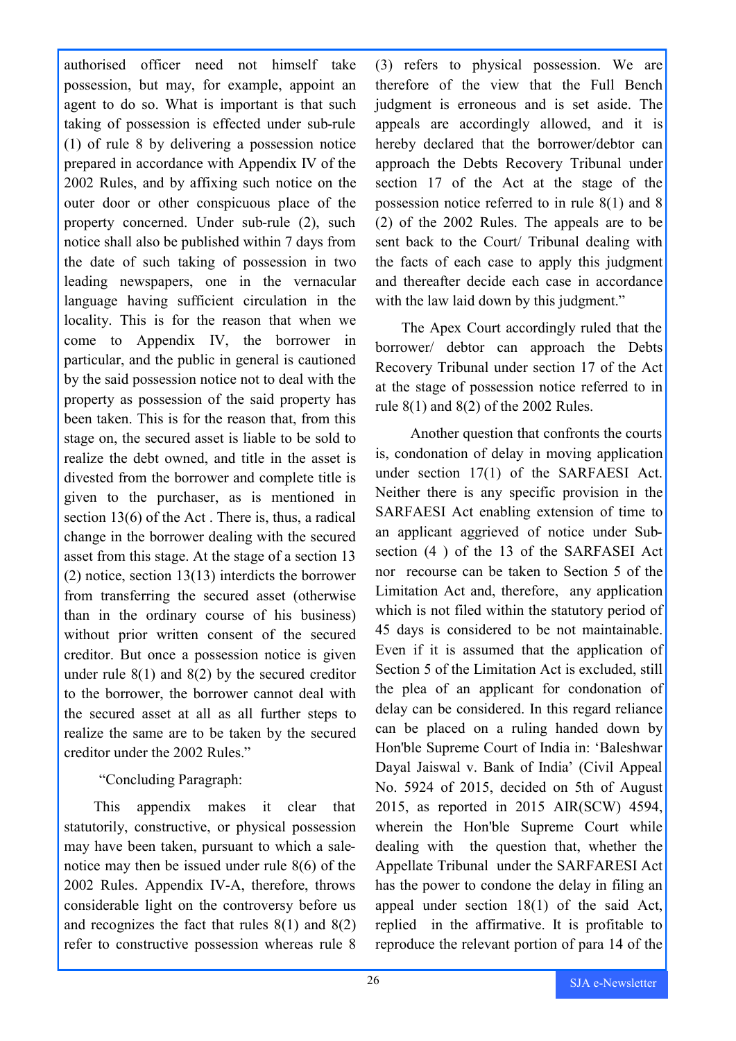authorised officer need not himself take possession, but may, for example, appoint an agent to do so. What is important is that such taking of possession is effected under sub-rule (1) of rule 8 by delivering a possession notice prepared in accordance with Appendix IV of the 2002 Rules, and by affixing such notice on the outer door or other conspicuous place of the property concerned. Under sub-rule (2), such notice shall also be published within 7 days from the date of such taking of possession in two leading newspapers, one in the vernacular language having sufficient circulation in the locality. This is for the reason that when we come to Appendix IV, the borrower in particular, and the public in general is cautioned by the said possession notice not to deal with the property as possession of the said property has been taken. This is for the reason that, from this stage on, the secured asset is liable to be sold to realize the debt owned, and title in the asset is divested from the borrower and complete title is given to the purchaser, as is mentioned in section 13(6) of the Act . There is, thus, a radical change in the borrower dealing with the secured asset from this stage. At the stage of a section 13 (2) notice, section 13(13) interdicts the borrower from transferring the secured asset (otherwise than in the ordinary course of his business) without prior written consent of the secured creditor. But once a possession notice is given under rule 8(1) and 8(2) by the secured creditor to the borrower, the borrower cannot deal with the secured asset at all as all further steps to realize the same are to be taken by the secured creditor under the 2002 Rules."

"Concluding Paragraph:

This appendix makes it clear that statutorily, constructive, or physical possession may have been taken, pursuant to which a sale-notice may then be issued under rule 8(6) of the 2002 Rules. Appendix IV-A, therefore, throws considerable light on the controversy before us and recognizes the fact that rules 8(1) and 8(2) refer to constructive possession whereas rule 8 (3) refers to physical possession. We are therefore of the view that the Full Bench judgment is erroneous and is set aside. The appeals are accordingly allowed, and it is hereby declared that the borrower/debtor can approach the Debts Recovery Tribunal under section 17 of the Act at the stage of the possession notice referred to in rule 8(1) and 8 (2) of the 2002 Rules. The appeals are to be sent back to the Court/ Tribunal dealing with the facts of each case to apply this judgment and thereafter decide each case in accordance with the law laid down by this judgment."

The Apex Court accordingly ruled that the borrower/ debtor can approach the Debts Recovery Tribunal under section 17 of the Act at the stage of possession notice referred to in rule 8(1) and 8(2) of the 2002 Rules.

Another question that confronts the courts is, condonation of delay in moving application under section 17(1) of the SARFAESI Act. Neither there is any specific provision in the SARFAESI Act enabling extension of time to an applicant aggrieved of notice under Sub-section (4 ) of the 13 of the SARFASEI Act nor recourse can be taken to Section 5 of the Limitation Act and, therefore, any application which is not filed within the statutory period of 45 days is considered to be not maintainable. Even if it is assumed that the application of Section 5 of the Limitation Act is excluded, still the plea of an applicant for condonation of delay can be considered. In this regard reliance can be placed on a ruling handed down by Hon'ble Supreme Court of India in: 'Baleshwar Dayal Jaiswal v. Bank of India' (Civil Appeal No. 5924 of 2015, decided on 5th of August 2015, as reported in 2015 AIR(SCW) 4594, wherein the Hon'ble Supreme Court while dealing with the question that, whether the Appellate Tribunal under the SARFARESI Act has the power to condone the delay in filing an appeal under section 18(1) of the said Act, replied in the affirmative. It is profitable to reproduce the relevant portion of para 14 of the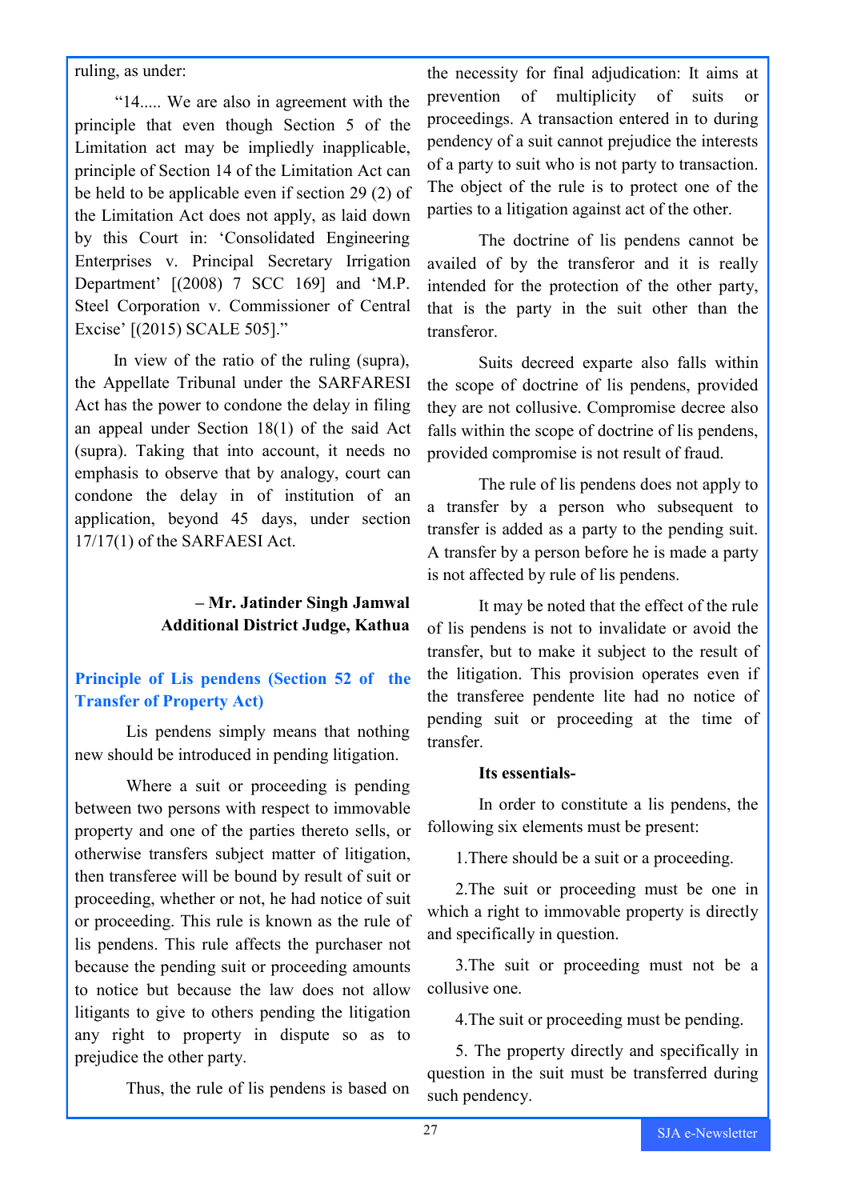ruling, as under:

"14..... We are also in agreement with the principle that even though Section 5 of the Limitation act may be impliedly inapplicable, principle of Section 14 of the Limitation Act can be held to be applicable even if section 29 (2) of the Limitation Act does not apply, as laid down by this Court in: 'Consolidated Engineering Enterprises v. Principal Secretary Irrigation Department' [(2008) 7 SCC 169] and 'M.P. Steel Corporation v. Commissioner of Central Excise' [(2015) SCALE 505]."

In view of the ratio of the ruling (supra), the Appellate Tribunal under the SARFARESI Act has the power to condone the delay in filing an appeal under Section 18(1) of the said Act (supra). Taking that into account, it needs no emphasis to observe that by analogy, court can condone the delay in of institution of an application, beyond 45 days, under section 17/17(1) of the SARFAESI Act.

**– Mr. Jatinder Singh Jamwal**
**Additional District Judge, Kathua**

## Principle of Lis pendens (Section 52 of the Transfer of Property Act)

Lis pendens simply means that nothing new should be introduced in pending litigation.

Where a suit or proceeding is pending between two persons with respect to immovable property and one of the parties thereto sells, or otherwise transfers subject matter of litigation, then transferee will be bound by result of suit or proceeding, whether or not, he had notice of suit or proceeding. This rule is known as the rule of lis pendens. This rule affects the purchaser not because the pending suit or proceeding amounts to notice but because the law does not allow litigants to give to others pending the litigation any right to property in dispute so as to prejudice the other party.

Thus, the rule of lis pendens is based on the necessity for final adjudication: It aims at prevention of multiplicity of suits or proceedings. A transaction entered in to during pendency of a suit cannot prejudice the interests of a party to suit who is not party to transaction. The object of the rule is to protect one of the parties to a litigation against act of the other.

The doctrine of lis pendens cannot be availed of by the transferor and it is really intended for the protection of the other party, that is the party in the suit other than the transferor.

Suits decreed exparte also falls within the scope of doctrine of lis pendens, provided they are not collusive. Compromise decree also falls within the scope of doctrine of lis pendens, provided compromise is not result of fraud.

The rule of lis pendens does not apply to a transfer by a person who subsequent to transfer is added as a party to the pending suit. A transfer by a person before he is made a party is not affected by rule of lis pendens.

It may be noted that the effect of the rule of lis pendens is not to invalidate or avoid the transfer, but to make it subject to the result of the litigation. This provision operates even if the transferee pendente lite had no notice of pending suit or proceeding at the time of transfer.

**Its essentials-**

In order to constitute a lis pendens, the following six elements must be present:

1. There should be a suit or a proceeding.

2. The suit or proceeding must be one in which a right to immovable property is directly and specifically in question.

3. The suit or proceeding must not be a collusive one.

4. The suit or proceeding must be pending.

5. The property directly and specifically in question in the suit must be transferred during such pendency.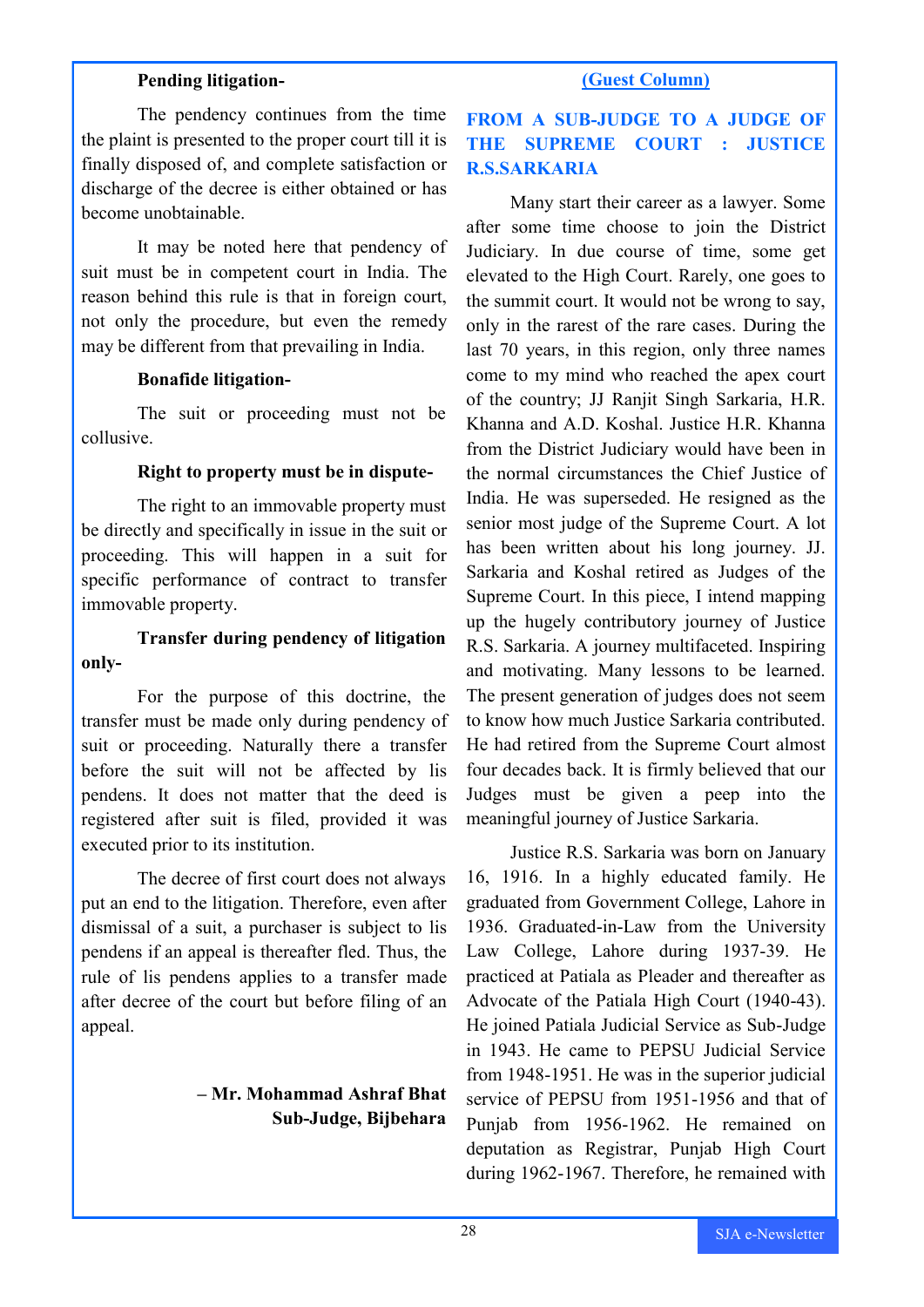**Pending litigation-**

The pendency continues from the time the plaint is presented to the proper court till it is finally disposed of, and complete satisfaction or discharge of the decree is either obtained or has become unobtainable.

It may be noted here that pendency of suit must be in competent court in India. The reason behind this rule is that in foreign court, not only the procedure, but even the remedy may be different from that prevailing in India.

**Bonafide litigation-**

The suit or proceeding must not be collusive.

**Right to property must be in dispute-**

The right to an immovable property must be directly and specifically in issue in the suit or proceeding. This will happen in a suit for specific performance of contract to transfer immovable property.

**Transfer during pendency of litigation only-**

For the purpose of this doctrine, the transfer must be made only during pendency of suit or proceeding. Naturally there a transfer before the suit will not be affected by lis pendens. It does not matter that the deed is registered after suit is filed, provided it was executed prior to its institution.

The decree of first court does not always put an end to the litigation. Therefore, even after dismissal of a suit, a purchaser is subject to lis pendens if an appeal is thereafter fled. Thus, the rule of lis pendens applies to a transfer made after decree of the court but before filing of an appeal.

**– Mr. Mohammad Ashraf Bhat**
**Sub-Judge, Bijbehara**

**(Guest Column)**

## FROM A SUB-JUDGE TO A JUDGE OF THE SUPREME COURT : JUSTICE R.S.SARKARIA

Many start their career as a lawyer. Some after some time choose to join the District Judiciary. In due course of time, some get elevated to the High Court. Rarely, one goes to the summit court. It would not be wrong to say, only in the rarest of the rare cases. During the last 70 years, in this region, only three names come to my mind who reached the apex court of the country; JJ Ranjit Singh Sarkaria, H.R. Khanna and A.D. Koshal. Justice H.R. Khanna from the District Judiciary would have been in the normal circumstances the Chief Justice of India. He was superseded. He resigned as the senior most judge of the Supreme Court. A lot has been written about his long journey. JJ. Sarkaria and Koshal retired as Judges of the Supreme Court. In this piece, I intend mapping up the hugely contributory journey of Justice R.S. Sarkaria. A journey multifaceted. Inspiring and motivating. Many lessons to be learned. The present generation of judges does not seem to know how much Justice Sarkaria contributed. He had retired from the Supreme Court almost four decades back. It is firmly believed that our Judges must be given a peep into the meaningful journey of Justice Sarkaria.

Justice R.S. Sarkaria was born on January 16, 1916. In a highly educated family. He graduated from Government College, Lahore in 1936. Graduated-in-Law from the University Law College, Lahore during 1937-39. He practiced at Patiala as Pleader and thereafter as Advocate of the Patiala High Court (1940-43). He joined Patiala Judicial Service as Sub-Judge in 1943. He came to PEPSU Judicial Service from 1948-1951. He was in the superior judicial service of PEPSU from 1951-1956 and that of Punjab from 1956-1962. He remained on deputation as Registrar, Punjab High Court during 1962-1967. Therefore, he remained with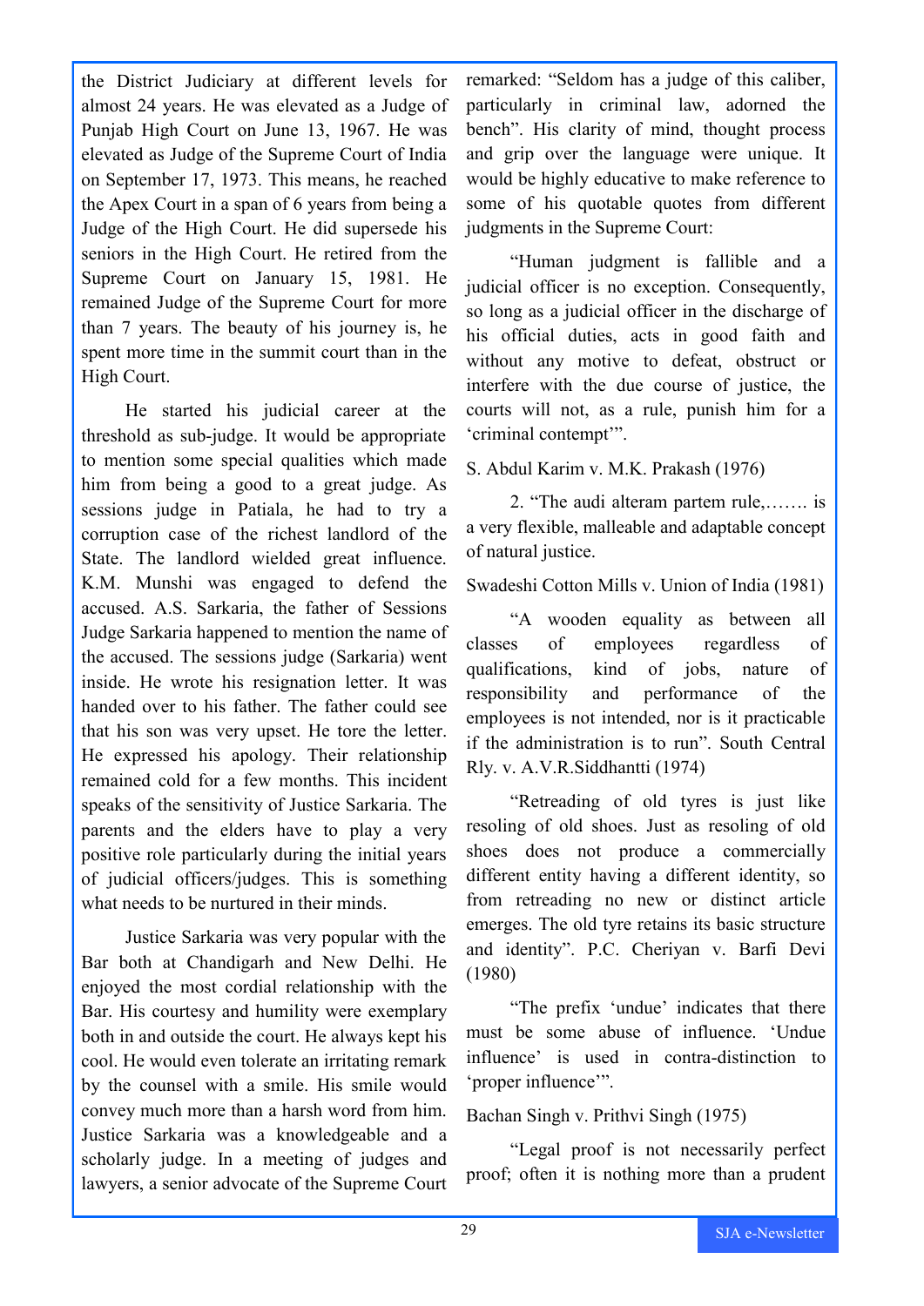the District Judiciary at different levels for almost 24 years. He was elevated as a Judge of Punjab High Court on June 13, 1967. He was elevated as Judge of the Supreme Court of India on September 17, 1973. This means, he reached the Apex Court in a span of 6 years from being a Judge of the High Court. He did supersede his seniors in the High Court. He retired from the Supreme Court on January 15, 1981. He remained Judge of the Supreme Court for more than 7 years. The beauty of his journey is, he spent more time in the summit court than in the High Court.

He started his judicial career at the threshold as sub-judge. It would be appropriate to mention some special qualities which made him from being a good to a great judge. As sessions judge in Patiala, he had to try a corruption case of the richest landlord of the State. The landlord wielded great influence. K.M. Munshi was engaged to defend the accused. A.S. Sarkaria, the father of Sessions Judge Sarkaria happened to mention the name of the accused. The sessions judge (Sarkaria) went inside. He wrote his resignation letter. It was handed over to his father. The father could see that his son was very upset. He tore the letter. He expressed his apology. Their relationship remained cold for a few months. This incident speaks of the sensitivity of Justice Sarkaria. The parents and the elders have to play a very positive role particularly during the initial years of judicial officers/judges. This is something what needs to be nurtured in their minds.

Justice Sarkaria was very popular with the Bar both at Chandigarh and New Delhi. He enjoyed the most cordial relationship with the Bar. His courtesy and humility were exemplary both in and outside the court. He always kept his cool. He would even tolerate an irritating remark by the counsel with a smile. His smile would convey much more than a harsh word from him. Justice Sarkaria was a knowledgeable and a scholarly judge. In a meeting of judges and lawyers, a senior advocate of the Supreme Court remarked: "Seldom has a judge of this caliber, particularly in criminal law, adorned the bench". His clarity of mind, thought process and grip over the language were unique. It would be highly educative to make reference to some of his quotable quotes from different judgments in the Supreme Court:

"Human judgment is fallible and a judicial officer is no exception. Consequently, so long as a judicial officer in the discharge of his official duties, acts in good faith and without any motive to defeat, obstruct or interfere with the due course of justice, the courts will not, as a rule, punish him for a 'criminal contempt'".

S. Abdul Karim v. M.K. Prakash (1976)

2. "The audi alteram partem rule,……. is a very flexible, malleable and adaptable concept of natural justice.

Swadeshi Cotton Mills v. Union of India (1981)

"A wooden equality as between all classes of employees regardless of qualifications, kind of jobs, nature of responsibility and performance of the employees is not intended, nor is it practicable if the administration is to run". South Central Rly. v. A.V.R.Siddhantti (1974)

"Retreading of old tyres is just like resoling of old shoes. Just as resoling of old shoes does not produce a commercially different entity having a different identity, so from retreading no new or distinct article emerges. The old tyre retains its basic structure and identity". P.C. Cheriyan v. Barfi Devi (1980)

"The prefix 'undue' indicates that there must be some abuse of influence. 'Undue influence' is used in contra-distinction to 'proper influence'".

Bachan Singh v. Prithvi Singh (1975)

"Legal proof is not necessarily perfect proof; often it is nothing more than a prudent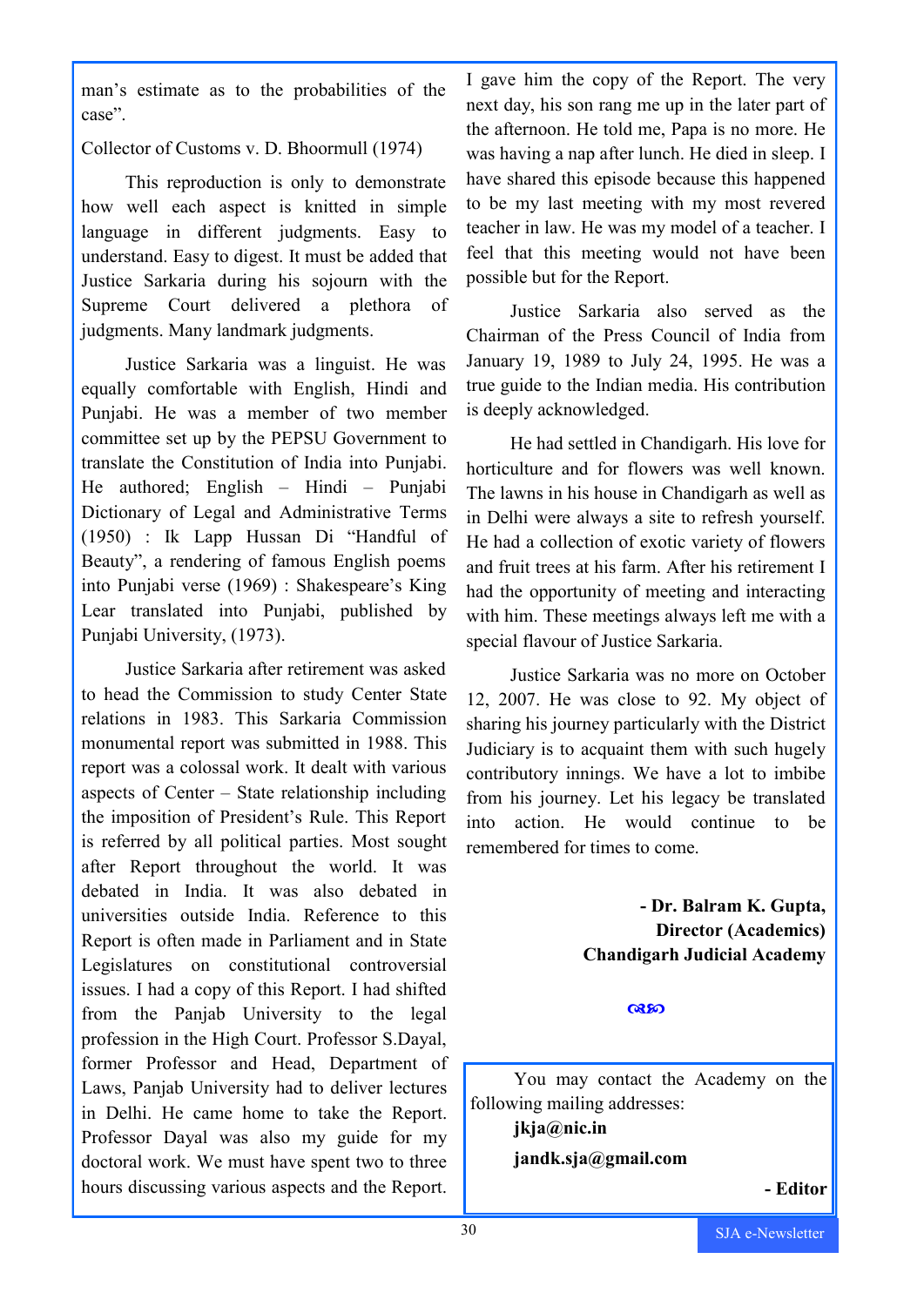man's estimate as to the probabilities of the case".

Collector of Customs v. D. Bhoormull (1974)

This reproduction is only to demonstrate how well each aspect is knitted in simple language in different judgments. Easy to understand. Easy to digest. It must be added that Justice Sarkaria during his sojourn with the Supreme Court delivered a plethora of judgments. Many landmark judgments.

Justice Sarkaria was a linguist. He was equally comfortable with English, Hindi and Punjabi. He was a member of two member committee set up by the PEPSU Government to translate the Constitution of India into Punjabi. He authored; English – Hindi – Punjabi Dictionary of Legal and Administrative Terms (1950) : Ik Lapp Hussan Di "Handful of Beauty", a rendering of famous English poems into Punjabi verse (1969) : Shakespeare's King Lear translated into Punjabi, published by Punjabi University, (1973).

Justice Sarkaria after retirement was asked to head the Commission to study Center State relations in 1983. This Sarkaria Commission monumental report was submitted in 1988. This report was a colossal work. It dealt with various aspects of Center – State relationship including the imposition of President's Rule. This Report is referred by all political parties. Most sought after Report throughout the world. It was debated in India. It was also debated in universities outside India. Reference to this Report is often made in Parliament and in State Legislatures on constitutional controversial issues. I had a copy of this Report. I had shifted from the Panjab University to the legal profession in the High Court. Professor S.Dayal, former Professor and Head, Department of Laws, Panjab University had to deliver lectures in Delhi. He came home to take the Report. Professor Dayal was also my guide for my doctoral work. We must have spent two to three hours discussing various aspects and the Report. I gave him the copy of the Report. The very next day, his son rang me up in the later part of the afternoon. He told me, Papa is no more. He was having a nap after lunch. He died in sleep. I have shared this episode because this happened to be my last meeting with my most revered teacher in law. He was my model of a teacher. I feel that this meeting would not have been possible but for the Report.

Justice Sarkaria also served as the Chairman of the Press Council of India from January 19, 1989 to July 24, 1995. He was a true guide to the Indian media. His contribution is deeply acknowledged.

He had settled in Chandigarh. His love for horticulture and for flowers was well known. The lawns in his house in Chandigarh as well as in Delhi were always a site to refresh yourself. He had a collection of exotic variety of flowers and fruit trees at his farm. After his retirement I had the opportunity of meeting and interacting with him. These meetings always left me with a special flavour of Justice Sarkaria.

Justice Sarkaria was no more on October 12, 2007. He was close to 92. My object of sharing his journey particularly with the District Judiciary is to acquaint them with such hugely contributory innings. We have a lot to imbibe from his journey. Let his legacy be translated into action. He would continue to be remembered for times to come.

**- Dr. Balram K. Gupta,**
**Director (Academics)**
**Chandigarh Judicial Academy**

---

You may contact the Academy on the following mailing addresses:

**jkja@nic.in**

**jandk.sja@gmail.com**

**- Editor**